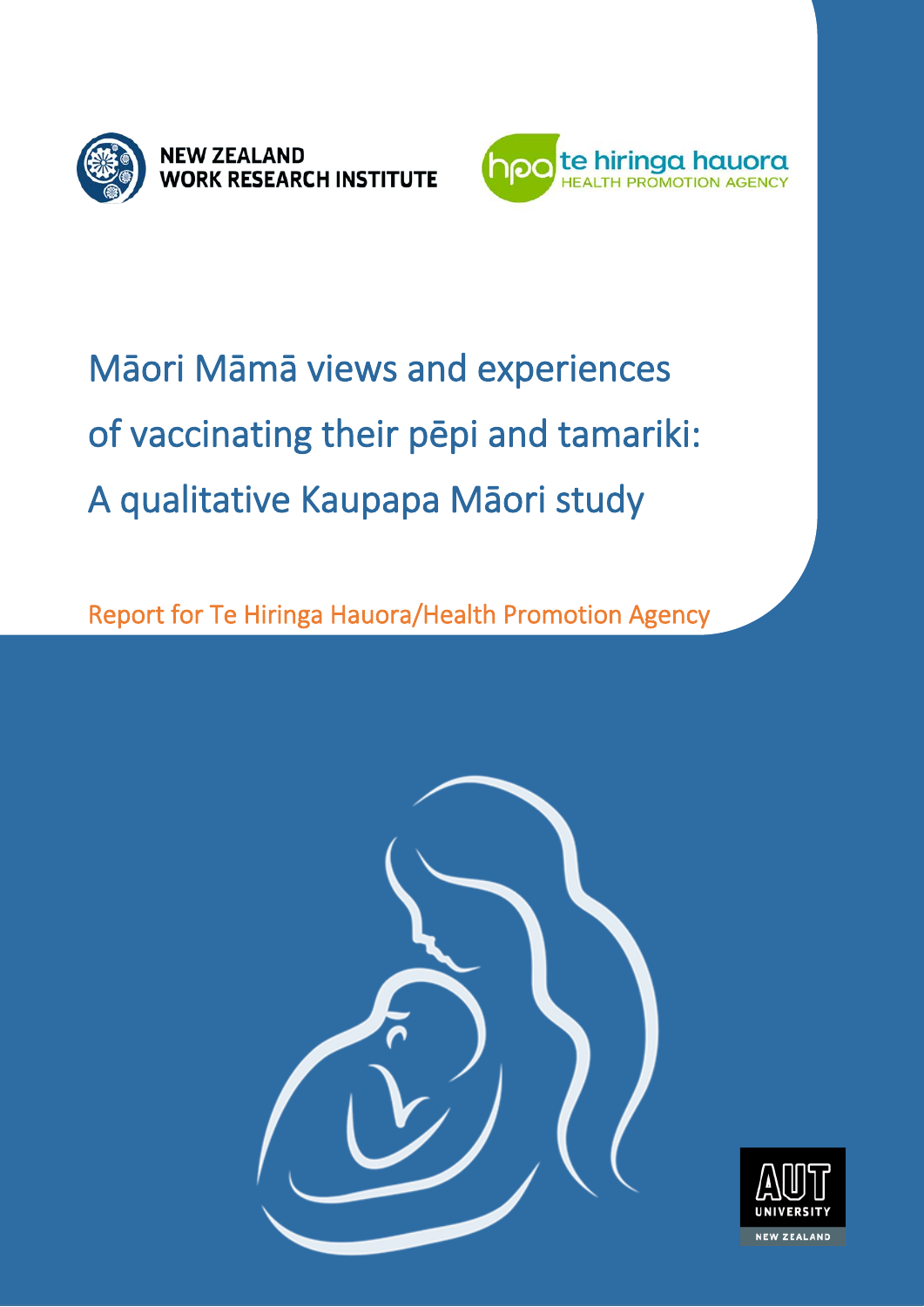NEW ZEALAND WORK RESEARCH INSTITUTE

te hiringa hauora HEALTH PROMOTION AGENCY

# Māori Māmā views and experiences of vaccinating their pēpi and tamariki: A qualitative Kaupapa Māori study

Report for Te Hiringa Hauora/Health Promotion Agency

AUT UNIVERSITY NEW ZEALAND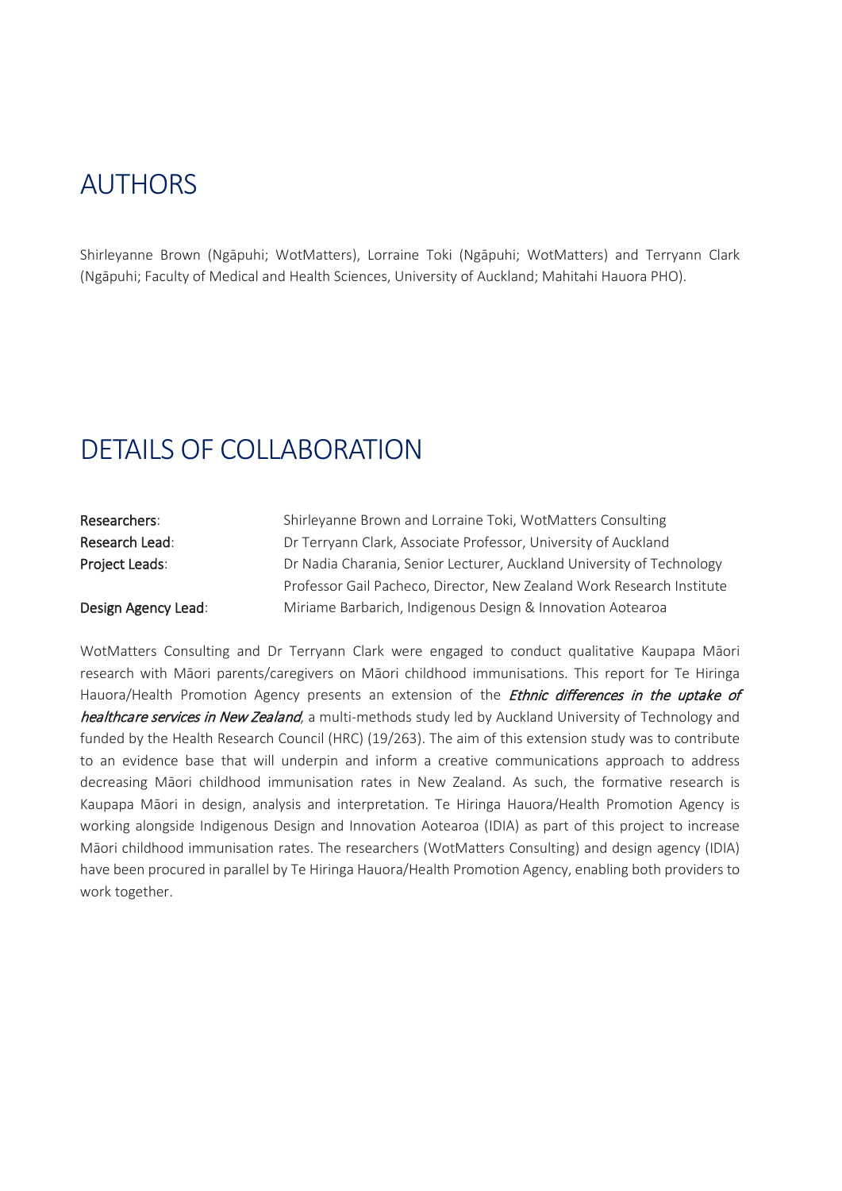## AUTHORS

Shirleyanne Brown (Ngāpuhi; WotMatters), Lorraine Toki (Ngāpuhi; WotMatters) and Terryann Clark (Ngāpuhi; Faculty of Medical and Health Sciences, University of Auckland; Mahitahi Hauora PHO).

## DETAILS OF COLLABORATION

| | |
|---|---|
| Researchers: | Shirleyanne Brown and Lorraine Toki, WotMatters Consulting |
| Research Lead: | Dr Terryann Clark, Associate Professor, University of Auckland |
| Project Leads: | Dr Nadia Charania, Senior Lecturer, Auckland University of Technology<br>Professor Gail Pacheco, Director, New Zealand Work Research Institute |
| Design Agency Lead: | Miriame Barbarich, Indigenous Design & Innovation Aotearoa |

WotMatters Consulting and Dr Terryann Clark were engaged to conduct qualitative Kaupapa Māori research with Māori parents/caregivers on Māori childhood immunisations. This report for Te Hiringa Hauora/Health Promotion Agency presents an extension of the ***Ethnic differences in the uptake of healthcare services in New Zealand***, a multi-methods study led by Auckland University of Technology and funded by the Health Research Council (HRC) (19/263). The aim of this extension study was to contribute to an evidence base that will underpin and inform a creative communications approach to address decreasing Māori childhood immunisation rates in New Zealand. As such, the formative research is Kaupapa Māori in design, analysis and interpretation. Te Hiringa Hauora/Health Promotion Agency is working alongside Indigenous Design and Innovation Aotearoa (IDIA) as part of this project to increase Māori childhood immunisation rates. The researchers (WotMatters Consulting) and design agency (IDIA) have been procured in parallel by Te Hiringa Hauora/Health Promotion Agency, enabling both providers to work together.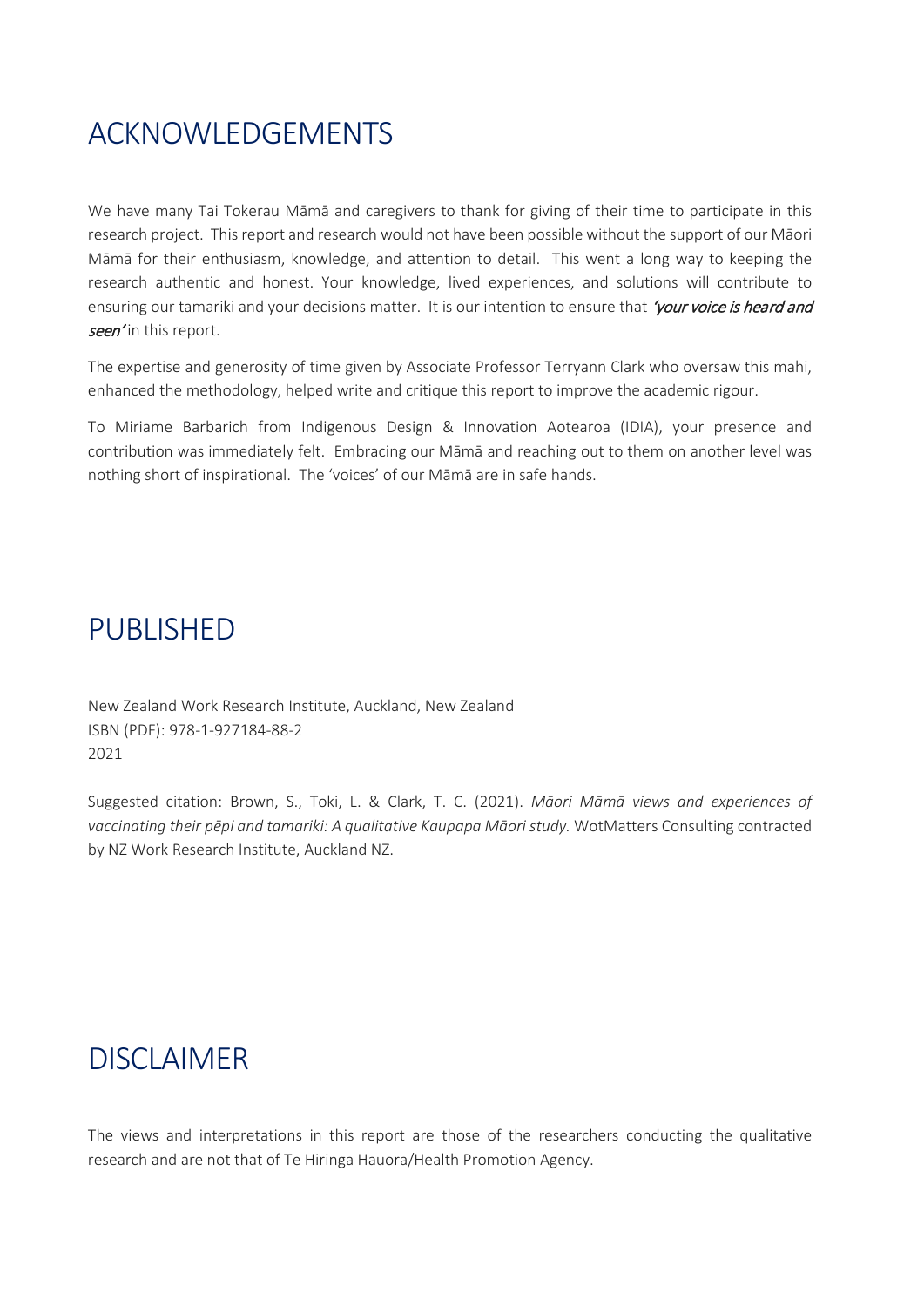# ACKNOWLEDGEMENTS

We have many Tai Tokerau Māmā and caregivers to thank for giving of their time to participate in this research project. This report and research would not have been possible without the support of our Māori Māmā for their enthusiasm, knowledge, and attention to detail. This went a long way to keeping the research authentic and honest. Your knowledge, lived experiences, and solutions will contribute to ensuring our tamariki and your decisions matter. It is our intention to ensure that *'your voice is heard and seen'* in this report.

The expertise and generosity of time given by Associate Professor Terryann Clark who oversaw this mahi, enhanced the methodology, helped write and critique this report to improve the academic rigour.

To Miriame Barbarich from Indigenous Design & Innovation Aotearoa (IDIA), your presence and contribution was immediately felt. Embracing our Māmā and reaching out to them on another level was nothing short of inspirational. The 'voices' of our Māmā are in safe hands.

# PUBLISHED

New Zealand Work Research Institute, Auckland, New Zealand
ISBN (PDF): 978-1-927184-88-2
2021

Suggested citation: Brown, S., Toki, L. & Clark, T. C. (2021). *Māori Māmā views and experiences of vaccinating their pēpi and tamariki: A qualitative Kaupapa Māori study.* WotMatters Consulting contracted by NZ Work Research Institute, Auckland NZ.

# DISCLAIMER

The views and interpretations in this report are those of the researchers conducting the qualitative research and are not that of Te Hiringa Hauora/Health Promotion Agency.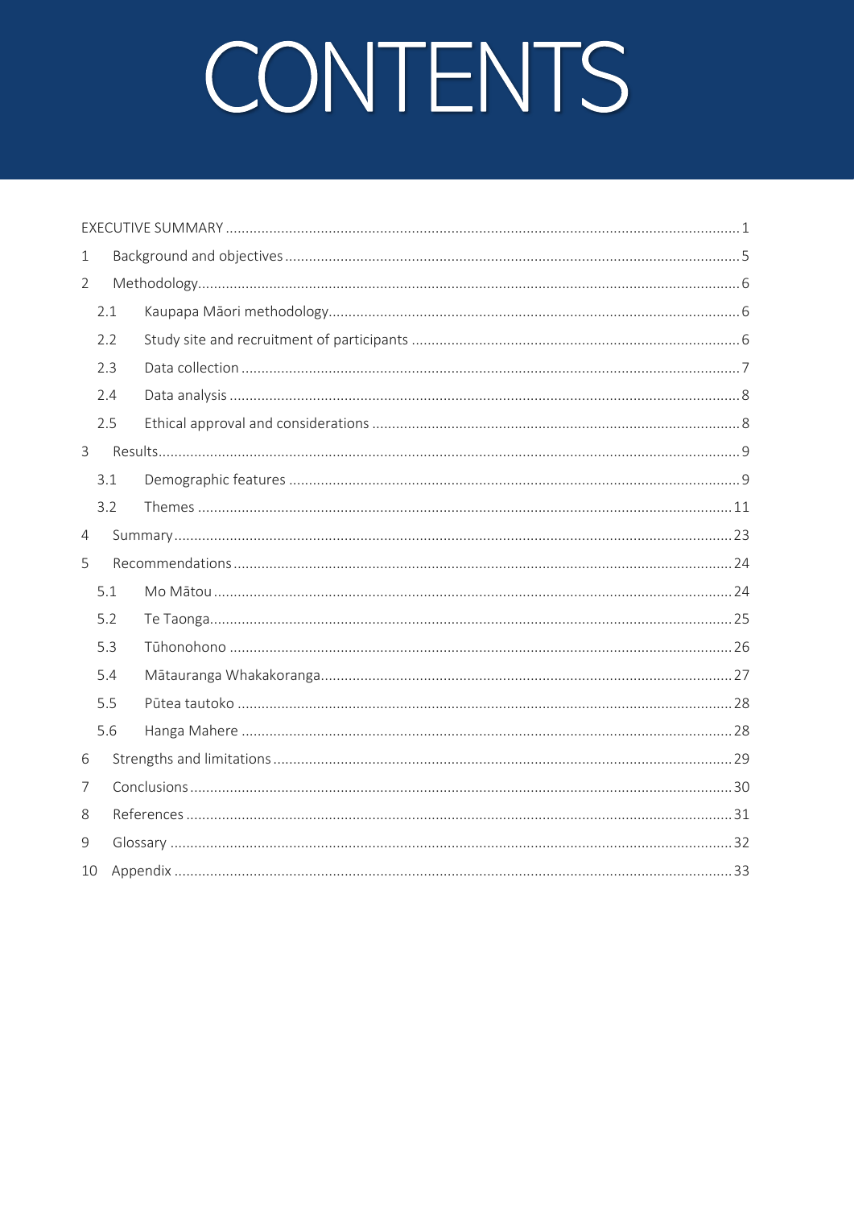# CONTENTS

EXECUTIVE SUMMARY ........ 1

1 Background and objectives ........ 5

2 Methodology ........ 6

- 2.1 Kaupapa Māori methodology ........ 6
- 2.2 Study site and recruitment of participants ........ 6
- 2.3 Data collection ........ 7
- 2.4 Data analysis ........ 8
- 2.5 Ethical approval and considerations ........ 8

3 Results ........ 9

- 3.1 Demographic features ........ 9
- 3.2 Themes ........ 11

4 Summary ........ 23

5 Recommendations ........ 24

- 5.1 Mo Mātou ........ 24
- 5.2 Te Taonga ........ 25
- 5.3 Tūhonohono ........ 26
- 5.4 Mātauranga Whakakoranga ........ 27
- 5.5 Pūtea tautoko ........ 28
- 5.6 Hanga Mahere ........ 28

6 Strengths and limitations ........ 29

7 Conclusions ........ 30

8 References ........ 31

9 Glossary ........ 32

10 Appendix ........ 33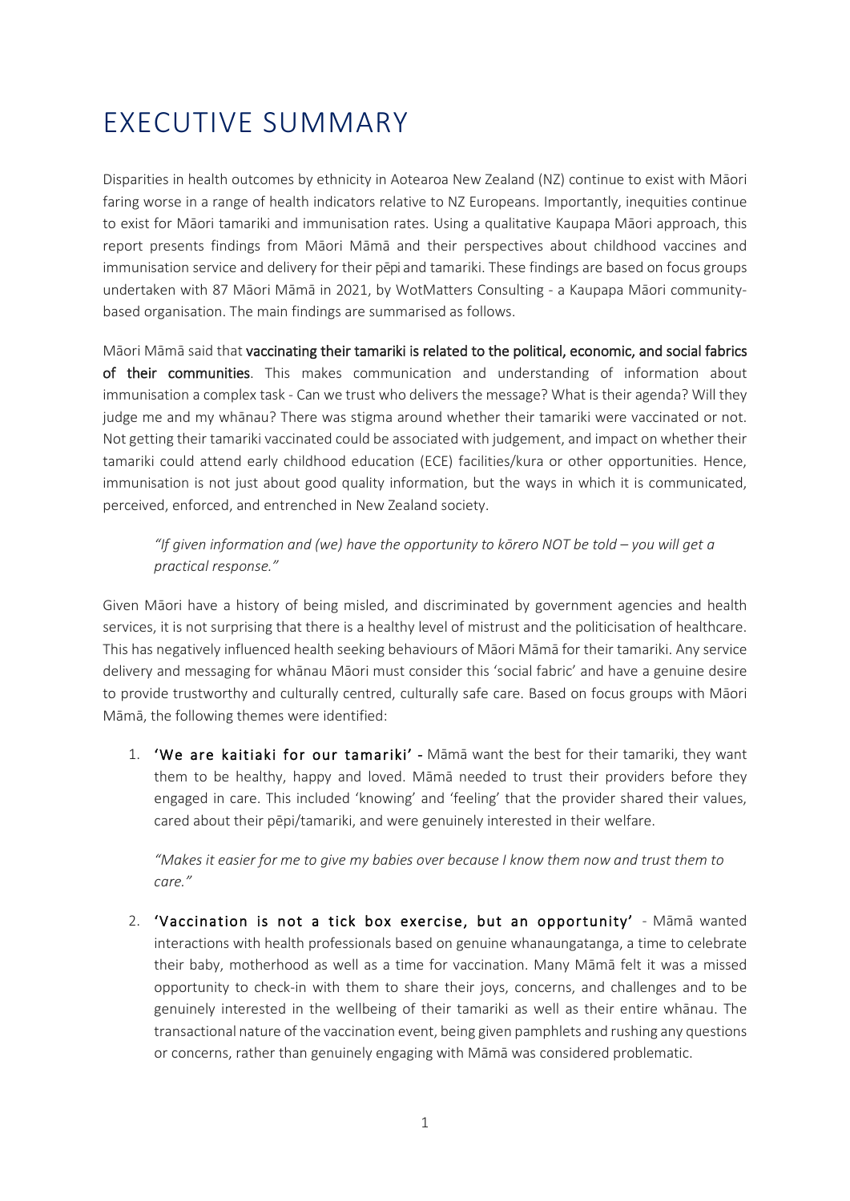# EXECUTIVE SUMMARY

Disparities in health outcomes by ethnicity in Aotearoa New Zealand (NZ) continue to exist with Māori faring worse in a range of health indicators relative to NZ Europeans. Importantly, inequities continue to exist for Māori tamariki and immunisation rates. Using a qualitative Kaupapa Māori approach, this report presents findings from Māori Māmā and their perspectives about childhood vaccines and immunisation service and delivery for their pēpi and tamariki. These findings are based on focus groups undertaken with 87 Māori Māmā in 2021, by WotMatters Consulting - a Kaupapa Māori community-based organisation. The main findings are summarised as follows.

Māori Māmā said that **vaccinating their tamariki is related to the political, economic, and social fabrics of their communities**. This makes communication and understanding of information about immunisation a complex task - Can we trust who delivers the message? What is their agenda? Will they judge me and my whānau? There was stigma around whether their tamariki were vaccinated or not. Not getting their tamariki vaccinated could be associated with judgement, and impact on whether their tamariki could attend early childhood education (ECE) facilities/kura or other opportunities. Hence, immunisation is not just about good quality information, but the ways in which it is communicated, perceived, enforced, and entrenched in New Zealand society.

> *"If given information and (we) have the opportunity to kōrero NOT be told – you will get a practical response."*

Given Māori have a history of being misled, and discriminated by government agencies and health services, it is not surprising that there is a healthy level of mistrust and the politicisation of healthcare. This has negatively influenced health seeking behaviours of Māori Māmā for their tamariki. Any service delivery and messaging for whānau Māori must consider this 'social fabric' and have a genuine desire to provide trustworthy and culturally centred, culturally safe care. Based on focus groups with Māori Māmā, the following themes were identified:

1. **'We are kaitiaki for our tamariki'** - Māmā want the best for their tamariki, they want them to be healthy, happy and loved. Māmā needed to trust their providers before they engaged in care. This included 'knowing' and 'feeling' that the provider shared their values, cared about their pēpi/tamariki, and were genuinely interested in their welfare.

   *"Makes it easier for me to give my babies over because I know them now and trust them to care."*

2. **'Vaccination is not a tick box exercise, but an opportunity'** - Māmā wanted interactions with health professionals based on genuine whanaungatanga, a time to celebrate their baby, motherhood as well as a time for vaccination. Many Māmā felt it was a missed opportunity to check-in with them to share their joys, concerns, and challenges and to be genuinely interested in the wellbeing of their tamariki as well as their entire whānau. The transactional nature of the vaccination event, being given pamphlets and rushing any questions or concerns, rather than genuinely engaging with Māmā was considered problematic.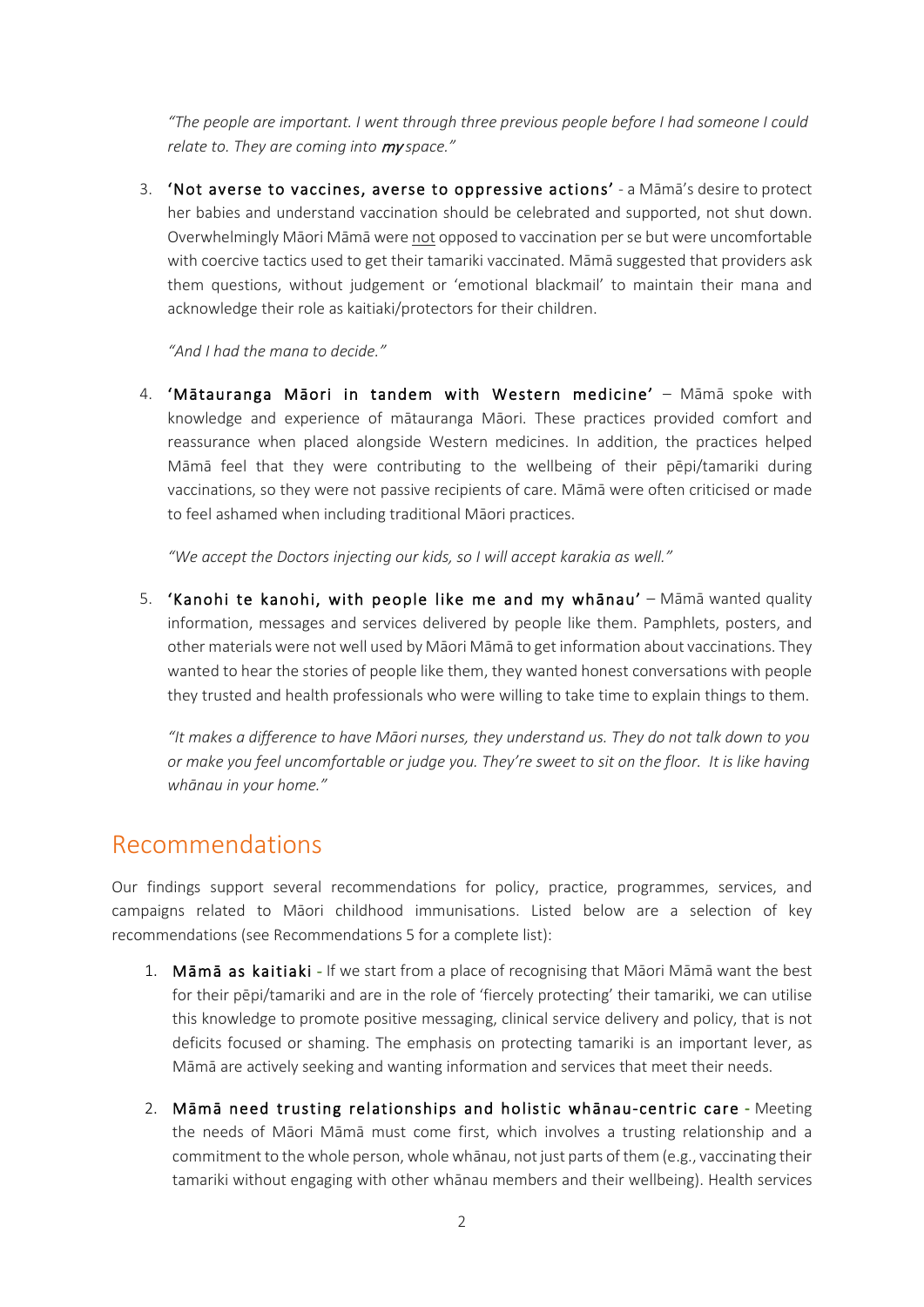*"The people are important. I went through three previous people before I had someone I could relate to. They are coming into **my** space."*

3. **'Not averse to vaccines, averse to oppressive actions'** - a Māmā's desire to protect her babies and understand vaccination should be celebrated and supported, not shut down. Overwhelmingly Māori Māmā were not opposed to vaccination per se but were uncomfortable with coercive tactics used to get their tamariki vaccinated. Māmā suggested that providers ask them questions, without judgement or 'emotional blackmail' to maintain their mana and acknowledge their role as kaitiaki/protectors for their children.

   *"And I had the mana to decide."*

4. **'Mātauranga Māori in tandem with Western medicine'** – Māmā spoke with knowledge and experience of mātauranga Māori. These practices provided comfort and reassurance when placed alongside Western medicines. In addition, the practices helped Māmā feel that they were contributing to the wellbeing of their pēpi/tamariki during vaccinations, so they were not passive recipients of care. Māmā were often criticised or made to feel ashamed when including traditional Māori practices.

   *"We accept the Doctors injecting our kids, so I will accept karakia as well."*

5. **'Kanohi te kanohi, with people like me and my whānau'** – Māmā wanted quality information, messages and services delivered by people like them. Pamphlets, posters, and other materials were not well used by Māori Māmā to get information about vaccinations. They wanted to hear the stories of people like them, they wanted honest conversations with people they trusted and health professionals who were willing to take time to explain things to them.

   *"It makes a difference to have Māori nurses, they understand us. They do not talk down to you or make you feel uncomfortable or judge you. They're sweet to sit on the floor. It is like having whānau in your home."*

## Recommendations

Our findings support several recommendations for policy, practice, programmes, services, and campaigns related to Māori childhood immunisations. Listed below are a selection of key recommendations (see Recommendations 5 for a complete list):

1. **Māmā as kaitiaki** - If we start from a place of recognising that Māori Māmā want the best for their pēpi/tamariki and are in the role of 'fiercely protecting' their tamariki, we can utilise this knowledge to promote positive messaging, clinical service delivery and policy, that is not deficits focused or shaming. The emphasis on protecting tamariki is an important lever, as Māmā are actively seeking and wanting information and services that meet their needs.

2. **Māmā need trusting relationships and holistic whānau-centric care** - Meeting the needs of Māori Māmā must come first, which involves a trusting relationship and a commitment to the whole person, whole whānau, not just parts of them (e.g., vaccinating their tamariki without engaging with other whānau members and their wellbeing). Health services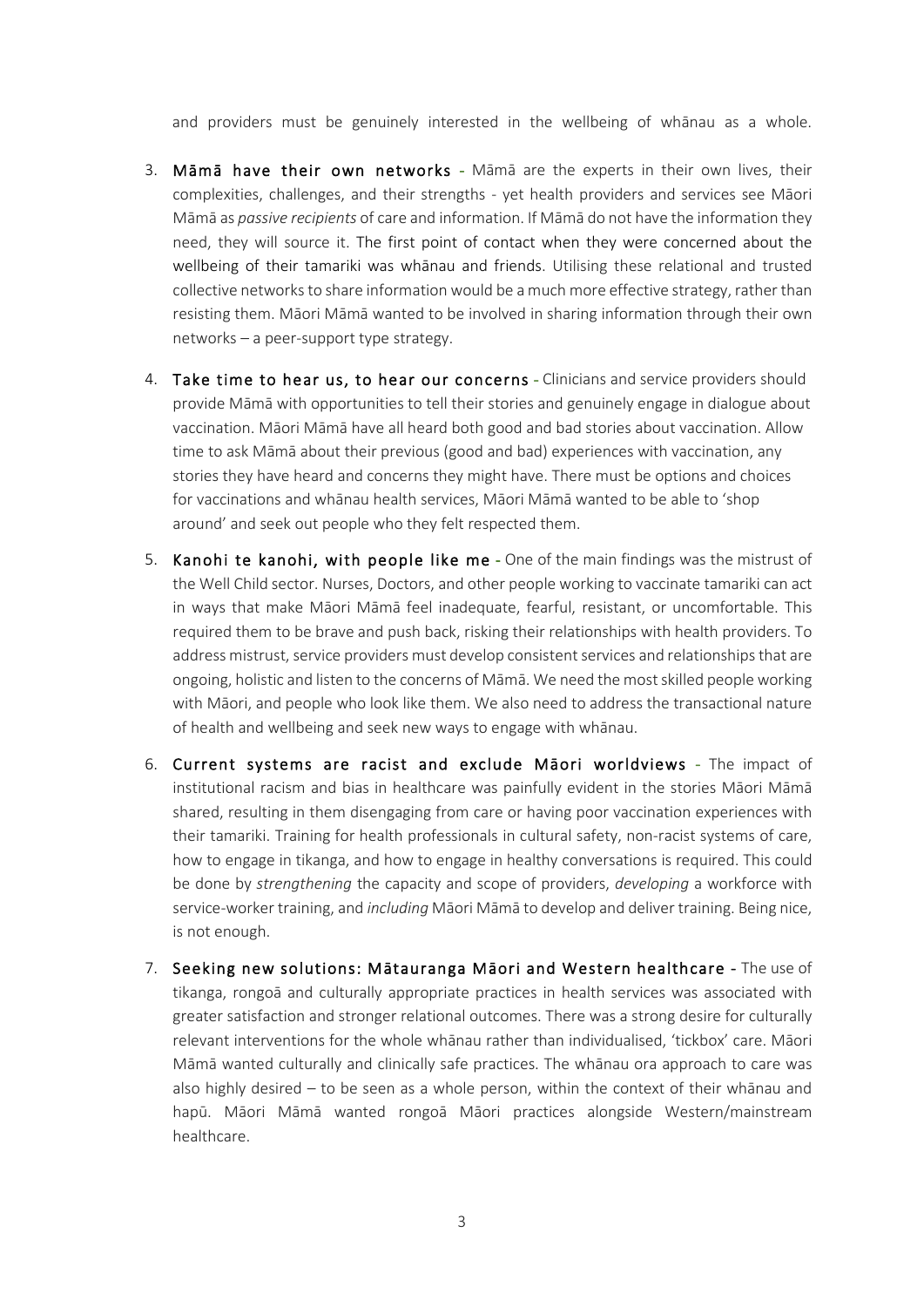and providers must be genuinely interested in the wellbeing of whānau as a whole.

3. **Māmā have their own networks** - Māmā are the experts in their own lives, their complexities, challenges, and their strengths - yet health providers and services see Māori Māmā as *passive recipients* of care and information. If Māmā do not have the information they need, they will source it. The first point of contact when they were concerned about the wellbeing of their tamariki was whānau and friends. Utilising these relational and trusted collective networks to share information would be a much more effective strategy, rather than resisting them. Māori Māmā wanted to be involved in sharing information through their own networks – a peer-support type strategy.

4. **Take time to hear us, to hear our concerns** - Clinicians and service providers should provide Māmā with opportunities to tell their stories and genuinely engage in dialogue about vaccination. Māori Māmā have all heard both good and bad stories about vaccination. Allow time to ask Māmā about their previous (good and bad) experiences with vaccination, any stories they have heard and concerns they might have. There must be options and choices for vaccinations and whānau health services, Māori Māmā wanted to be able to 'shop around' and seek out people who they felt respected them.

5. **Kanohi te kanohi, with people like me** - One of the main findings was the mistrust of the Well Child sector. Nurses, Doctors, and other people working to vaccinate tamariki can act in ways that make Māori Māmā feel inadequate, fearful, resistant, or uncomfortable. This required them to be brave and push back, risking their relationships with health providers. To address mistrust, service providers must develop consistent services and relationships that are ongoing, holistic and listen to the concerns of Māmā. We need the most skilled people working with Māori, and people who look like them. We also need to address the transactional nature of health and wellbeing and seek new ways to engage with whānau.

6. **Current systems are racist and exclude Māori worldviews** - The impact of institutional racism and bias in healthcare was painfully evident in the stories Māori Māmā shared, resulting in them disengaging from care or having poor vaccination experiences with their tamariki. Training for health professionals in cultural safety, non-racist systems of care, how to engage in tikanga, and how to engage in healthy conversations is required. This could be done by *strengthening* the capacity and scope of providers, *developing* a workforce with service-worker training, and *including* Māori Māmā to develop and deliver training. Being nice, is not enough.

7. **Seeking new solutions: Mātauranga Māori and Western healthcare** - The use of tikanga, rongoā and culturally appropriate practices in health services was associated with greater satisfaction and stronger relational outcomes. There was a strong desire for culturally relevant interventions for the whole whānau rather than individualised, 'tickbox' care. Māori Māmā wanted culturally and clinically safe practices. The whānau ora approach to care was also highly desired – to be seen as a whole person, within the context of their whānau and hapū. Māori Māmā wanted rongoā Māori practices alongside Western/mainstream healthcare.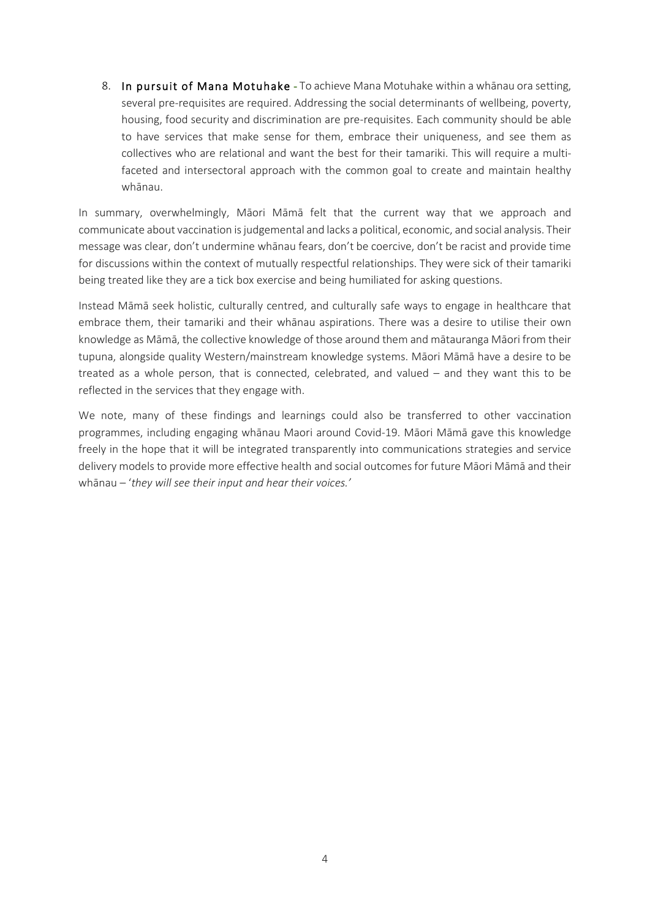8. **In pursuit of Mana Motuhake** - To achieve Mana Motuhake within a whānau ora setting, several pre-requisites are required. Addressing the social determinants of wellbeing, poverty, housing, food security and discrimination are pre-requisites. Each community should be able to have services that make sense for them, embrace their uniqueness, and see them as collectives who are relational and want the best for their tamariki. This will require a multi-faceted and intersectoral approach with the common goal to create and maintain healthy whānau.

In summary, overwhelmingly, Māori Māmā felt that the current way that we approach and communicate about vaccination is judgemental and lacks a political, economic, and social analysis. Their message was clear, don't undermine whānau fears, don't be coercive, don't be racist and provide time for discussions within the context of mutually respectful relationships. They were sick of their tamariki being treated like they are a tick box exercise and being humiliated for asking questions.

Instead Māmā seek holistic, culturally centred, and culturally safe ways to engage in healthcare that embrace them, their tamariki and their whānau aspirations. There was a desire to utilise their own knowledge as Māmā, the collective knowledge of those around them and mātauranga Māori from their tupuna, alongside quality Western/mainstream knowledge systems. Māori Māmā have a desire to be treated as a whole person, that is connected, celebrated, and valued – and they want this to be reflected in the services that they engage with.

We note, many of these findings and learnings could also be transferred to other vaccination programmes, including engaging whānau Maori around Covid-19. Māori Māmā gave this knowledge freely in the hope that it will be integrated transparently into communications strategies and service delivery models to provide more effective health and social outcomes for future Māori Māmā and their whānau – '*they will see their input and hear their voices.*'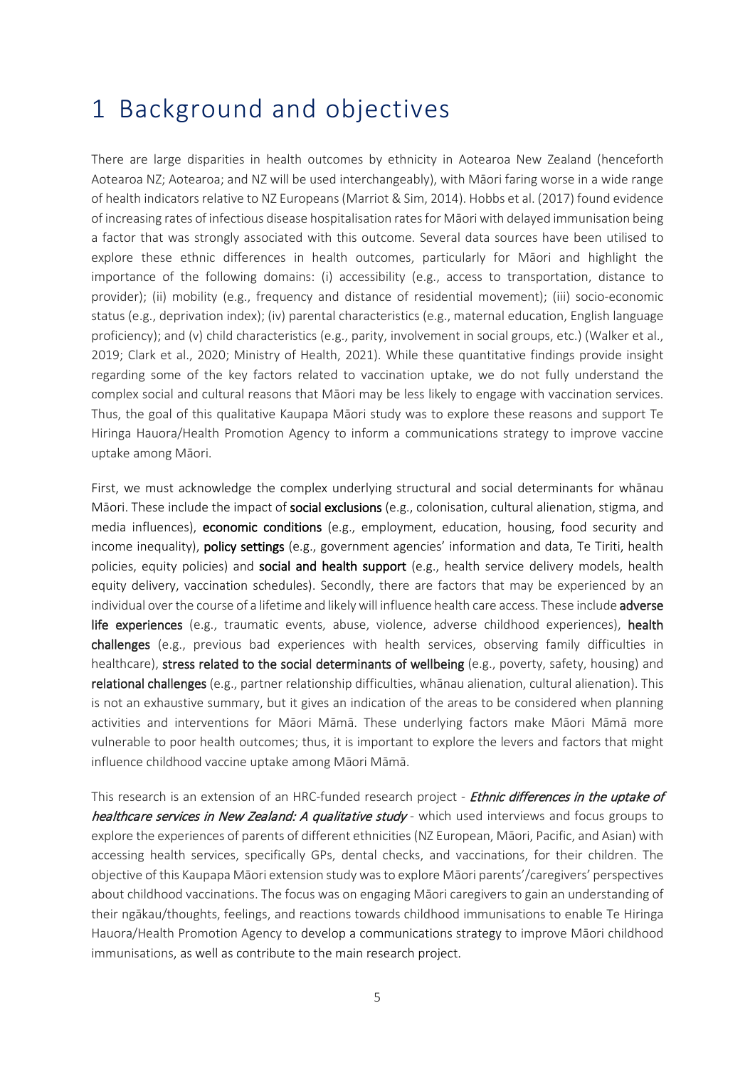# 1 Background and objectives

There are large disparities in health outcomes by ethnicity in Aotearoa New Zealand (henceforth Aotearoa NZ; Aotearoa; and NZ will be used interchangeably), with Māori faring worse in a wide range of health indicators relative to NZ Europeans (Marriot & Sim, 2014). Hobbs et al. (2017) found evidence of increasing rates of infectious disease hospitalisation rates for Māori with delayed immunisation being a factor that was strongly associated with this outcome. Several data sources have been utilised to explore these ethnic differences in health outcomes, particularly for Māori and highlight the importance of the following domains: (i) accessibility (e.g., access to transportation, distance to provider); (ii) mobility (e.g., frequency and distance of residential movement); (iii) socio-economic status (e.g., deprivation index); (iv) parental characteristics (e.g., maternal education, English language proficiency); and (v) child characteristics (e.g., parity, involvement in social groups, etc.) (Walker et al., 2019; Clark et al., 2020; Ministry of Health, 2021). While these quantitative findings provide insight regarding some of the key factors related to vaccination uptake, we do not fully understand the complex social and cultural reasons that Māori may be less likely to engage with vaccination services. Thus, the goal of this qualitative Kaupapa Māori study was to explore these reasons and support Te Hiringa Hauora/Health Promotion Agency to inform a communications strategy to improve vaccine uptake among Māori.

First, we must acknowledge the complex underlying structural and social determinants for whānau Māori. These include the impact of **social exclusions** (e.g., colonisation, cultural alienation, stigma, and media influences), **economic conditions** (e.g., employment, education, housing, food security and income inequality), **policy settings** (e.g., government agencies' information and data, Te Tiriti, health policies, equity policies) and **social and health support** (e.g., health service delivery models, health equity delivery, vaccination schedules). Secondly, there are factors that may be experienced by an individual over the course of a lifetime and likely will influence health care access. These include **adverse life experiences** (e.g., traumatic events, abuse, violence, adverse childhood experiences), **health challenges** (e.g., previous bad experiences with health services, observing family difficulties in healthcare), **stress related to the social determinants of wellbeing** (e.g., poverty, safety, housing) and **relational challenges** (e.g., partner relationship difficulties, whānau alienation, cultural alienation). This is not an exhaustive summary, but it gives an indication of the areas to be considered when planning activities and interventions for Māori Māmā. These underlying factors make Māori Māmā more vulnerable to poor health outcomes; thus, it is important to explore the levers and factors that might influence childhood vaccine uptake among Māori Māmā.

This research is an extension of an HRC-funded research project - ***Ethnic differences in the uptake of healthcare services in New Zealand: A qualitative study*** - which used interviews and focus groups to explore the experiences of parents of different ethnicities (NZ European, Māori, Pacific, and Asian) with accessing health services, specifically GPs, dental checks, and vaccinations, for their children. The objective of this Kaupapa Māori extension study was to explore Māori parents'/caregivers' perspectives about childhood vaccinations. The focus was on engaging Māori caregivers to gain an understanding of their ngākau/thoughts, feelings, and reactions towards childhood immunisations to enable Te Hiringa Hauora/Health Promotion Agency to develop a communications strategy to improve Māori childhood immunisations, as well as contribute to the main research project.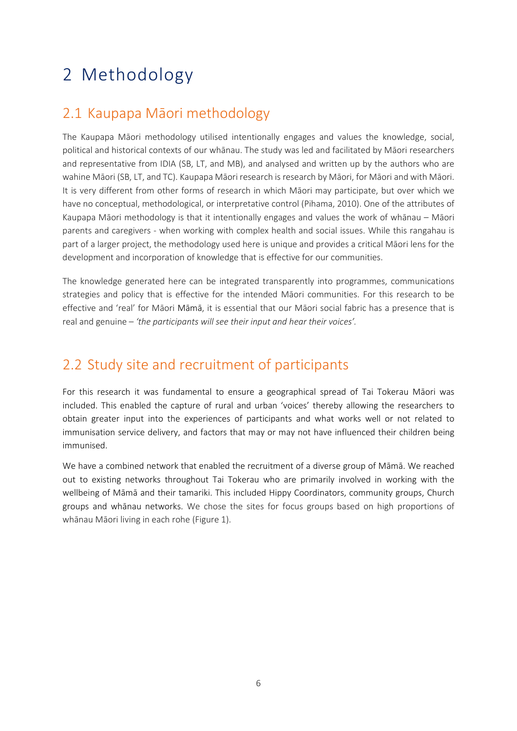# 2 Methodology

## 2.1 Kaupapa Māori methodology

The Kaupapa Māori methodology utilised intentionally engages and values the knowledge, social, political and historical contexts of our whānau. The study was led and facilitated by Māori researchers and representative from IDIA (SB, LT, and MB), and analysed and written up by the authors who are wahine Māori (SB, LT, and TC). Kaupapa Māori research is research by Māori, for Māori and with Māori. It is very different from other forms of research in which Māori may participate, but over which we have no conceptual, methodological, or interpretative control (Pihama, 2010). One of the attributes of Kaupapa Māori methodology is that it intentionally engages and values the work of whānau – Māori parents and caregivers - when working with complex health and social issues. While this rangahau is part of a larger project, the methodology used here is unique and provides a critical Māori lens for the development and incorporation of knowledge that is effective for our communities.

The knowledge generated here can be integrated transparently into programmes, communications strategies and policy that is effective for the intended Māori communities. For this research to be effective and 'real' for Māori Māmā, it is essential that our Māori social fabric has a presence that is real and genuine – *'the participants will see their input and hear their voices'*.

## 2.2 Study site and recruitment of participants

For this research it was fundamental to ensure a geographical spread of Tai Tokerau Māori was included. This enabled the capture of rural and urban 'voices' thereby allowing the researchers to obtain greater input into the experiences of participants and what works well or not related to immunisation service delivery, and factors that may or may not have influenced their children being immunised.

We have a combined network that enabled the recruitment of a diverse group of Māmā. We reached out to existing networks throughout Tai Tokerau who are primarily involved in working with the wellbeing of Māmā and their tamariki. This included Hippy Coordinators, community groups, Church groups and whānau networks. We chose the sites for focus groups based on high proportions of whānau Māori living in each rohe (Figure 1).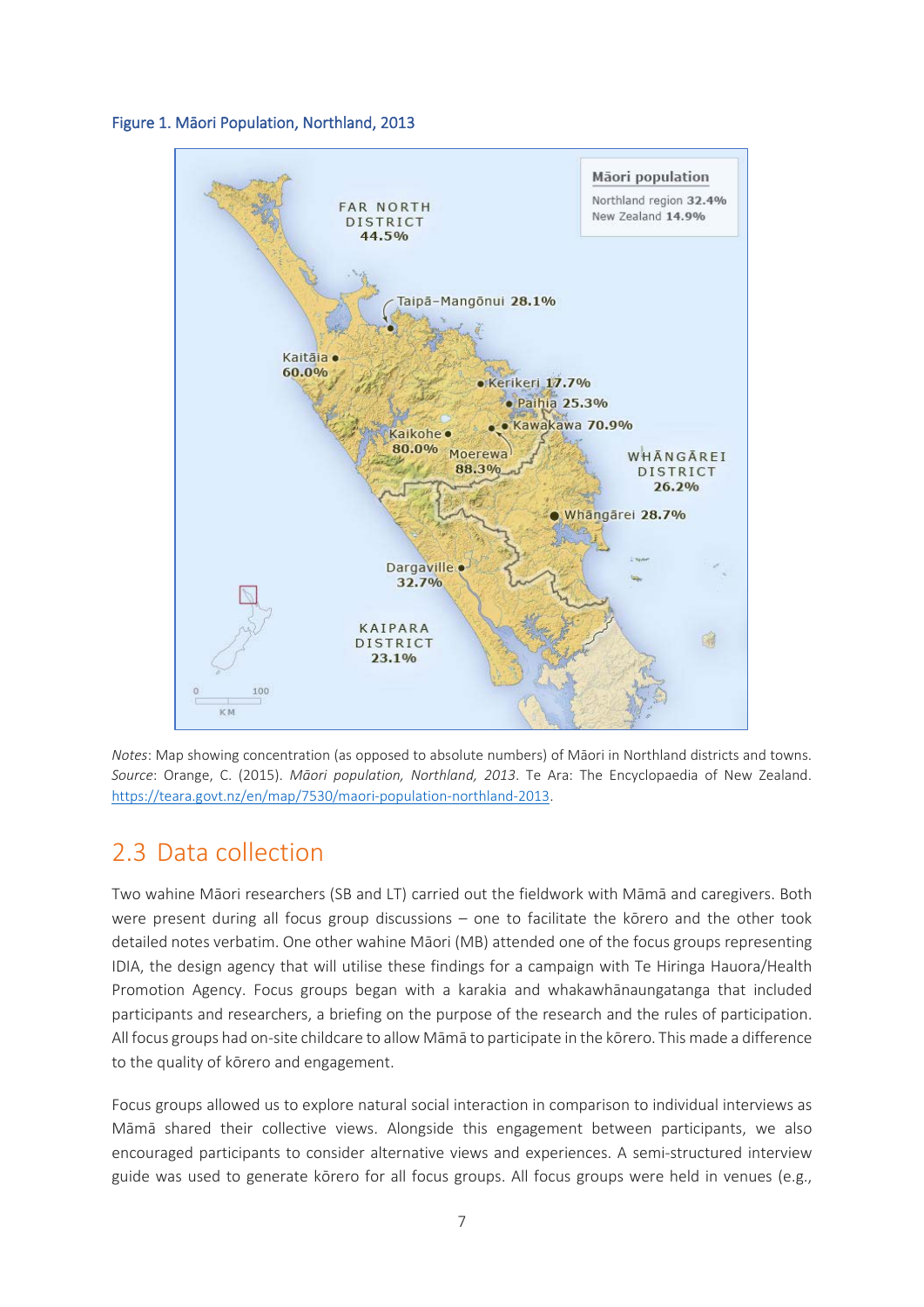Figure 1. Māori Population, Northland, 2013

*Notes*: Map showing concentration (as opposed to absolute numbers) of Māori in Northland districts and towns. *Source*: Orange, C. (2015). *Māori population, Northland, 2013*. Te Ara: The Encyclopaedia of New Zealand. https://teara.govt.nz/en/map/7530/maori-population-northland-2013.

## 2.3 Data collection

Two wahine Māori researchers (SB and LT) carried out the fieldwork with Māmā and caregivers. Both were present during all focus group discussions – one to facilitate the kōrero and the other took detailed notes verbatim. One other wahine Māori (MB) attended one of the focus groups representing IDIA, the design agency that will utilise these findings for a campaign with Te Hiringa Hauora/Health Promotion Agency. Focus groups began with a karakia and whakawhānaungatanga that included participants and researchers, a briefing on the purpose of the research and the rules of participation. All focus groups had on-site childcare to allow Māmā to participate in the kōrero. This made a difference to the quality of kōrero and engagement.

Focus groups allowed us to explore natural social interaction in comparison to individual interviews as Māmā shared their collective views. Alongside this engagement between participants, we also encouraged participants to consider alternative views and experiences. A semi-structured interview guide was used to generate kōrero for all focus groups. All focus groups were held in venues (e.g.,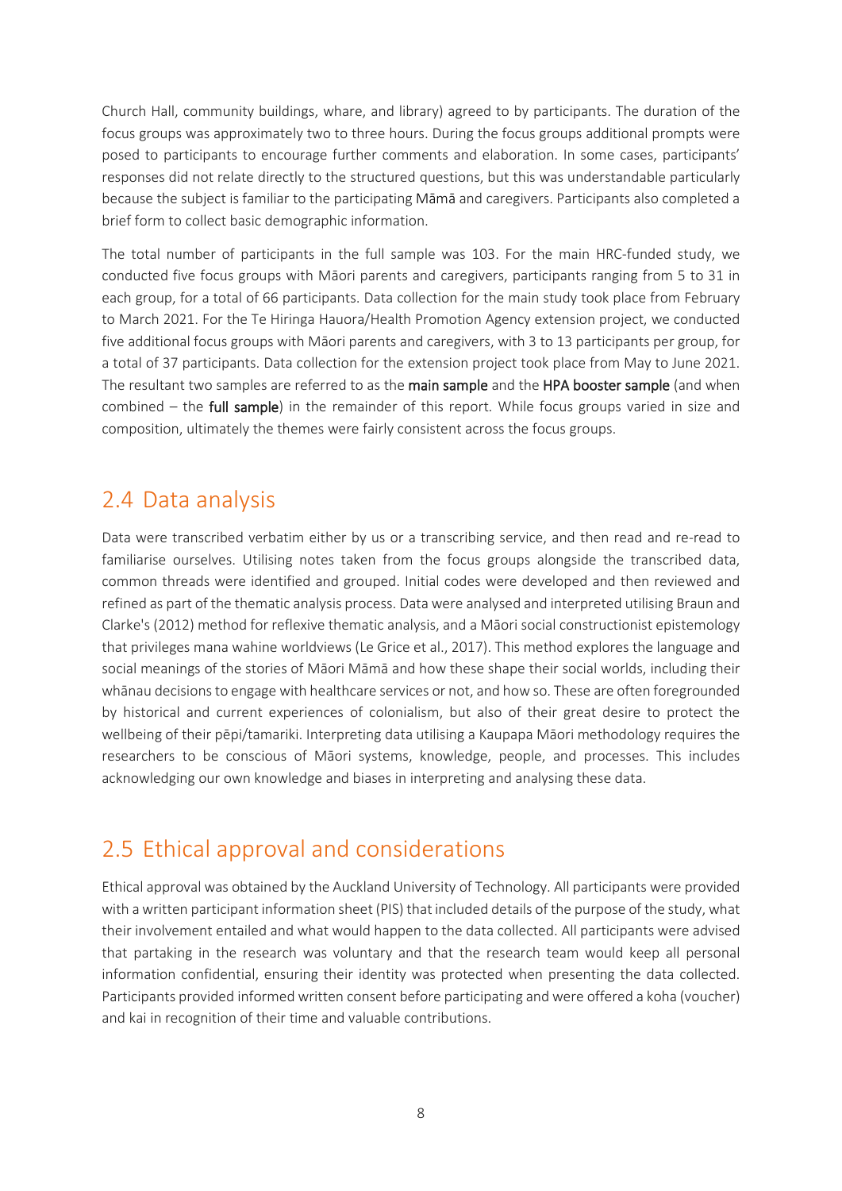Church Hall, community buildings, whare, and library) agreed to by participants. The duration of the focus groups was approximately two to three hours. During the focus groups additional prompts were posed to participants to encourage further comments and elaboration. In some cases, participants' responses did not relate directly to the structured questions, but this was understandable particularly because the subject is familiar to the participating Māmā and caregivers. Participants also completed a brief form to collect basic demographic information.

The total number of participants in the full sample was 103. For the main HRC-funded study, we conducted five focus groups with Māori parents and caregivers, participants ranging from 5 to 31 in each group, for a total of 66 participants. Data collection for the main study took place from February to March 2021. For the Te Hiringa Hauora/Health Promotion Agency extension project, we conducted five additional focus groups with Māori parents and caregivers, with 3 to 13 participants per group, for a total of 37 participants. Data collection for the extension project took place from May to June 2021. The resultant two samples are referred to as the main sample and the HPA booster sample (and when combined – the full sample) in the remainder of this report. While focus groups varied in size and composition, ultimately the themes were fairly consistent across the focus groups.

## 2.4 Data analysis

Data were transcribed verbatim either by us or a transcribing service, and then read and re-read to familiarise ourselves. Utilising notes taken from the focus groups alongside the transcribed data, common threads were identified and grouped. Initial codes were developed and then reviewed and refined as part of the thematic analysis process. Data were analysed and interpreted utilising Braun and Clarke's (2012) method for reflexive thematic analysis, and a Māori social constructionist epistemology that privileges mana wahine worldviews (Le Grice et al., 2017). This method explores the language and social meanings of the stories of Māori Māmā and how these shape their social worlds, including their whānau decisions to engage with healthcare services or not, and how so. These are often foregrounded by historical and current experiences of colonialism, but also of their great desire to protect the wellbeing of their pēpi/tamariki. Interpreting data utilising a Kaupapa Māori methodology requires the researchers to be conscious of Māori systems, knowledge, people, and processes. This includes acknowledging our own knowledge and biases in interpreting and analysing these data.

## 2.5 Ethical approval and considerations

Ethical approval was obtained by the Auckland University of Technology. All participants were provided with a written participant information sheet (PIS) that included details of the purpose of the study, what their involvement entailed and what would happen to the data collected. All participants were advised that partaking in the research was voluntary and that the research team would keep all personal information confidential, ensuring their identity was protected when presenting the data collected. Participants provided informed written consent before participating and were offered a koha (voucher) and kai in recognition of their time and valuable contributions.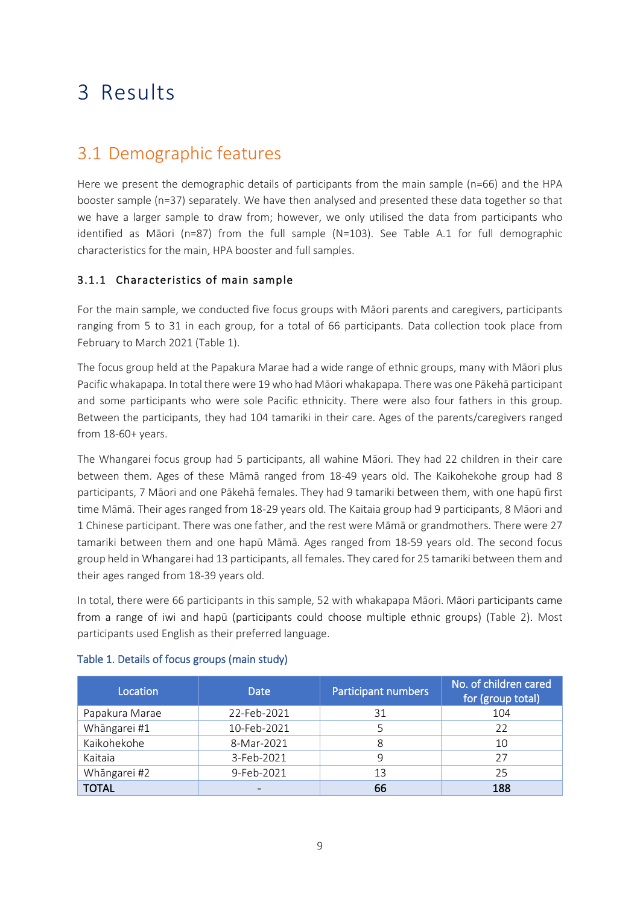// Transcribed exactly; note the text says Kaikohekohe had 9 tamariki but the table shows 10.
# 3 Results

## 3.1 Demographic features

Here we present the demographic details of participants from the main sample (n=66) and the HPA booster sample (n=37) separately. We have then analysed and presented these data together so that we have a larger sample to draw from; however, we only utilised the data from participants who identified as Māori (n=87) from the full sample (N=103). See Table A.1 for full demographic characteristics for the main, HPA booster and full samples.

### 3.1.1 Characteristics of main sample

For the main sample, we conducted five focus groups with Māori parents and caregivers, participants ranging from 5 to 31 in each group, for a total of 66 participants. Data collection took place from February to March 2021 (Table 1).

The focus group held at the Papakura Marae had a wide range of ethnic groups, many with Māori plus Pacific whakapapa. In total there were 19 who had Māori whakapapa. There was one Pākehā participant and some participants who were sole Pacific ethnicity. There were also four fathers in this group. Between the participants, they had 104 tamariki in their care. Ages of the parents/caregivers ranged from 18-60+ years.

The Whangarei focus group had 5 participants, all wahine Māori. They had 22 children in their care between them. Ages of these Māmā ranged from 18-49 years old. The Kaikohekohe group had 8 participants, 7 Māori and one Pākehā females. They had 9 tamariki between them, with one hapū first time Māmā. Their ages ranged from 18-29 years old. The Kaitaia group had 9 participants, 8 Māori and 1 Chinese participant. There was one father, and the rest were Māmā or grandmothers. There were 27 tamariki between them and one hapū Māmā. Ages ranged from 18-59 years old. The second focus group held in Whangarei had 13 participants, all females. They cared for 25 tamariki between them and their ages ranged from 18-39 years old.

In total, there were 66 participants in this sample, 52 with whakapapa Māori. Māori participants came from a range of iwi and hapū (participants could choose multiple ethnic groups) (Table 2). Most participants used English as their preferred language.

Table 1. Details of focus groups (main study)

| Location | Date | Participant numbers | No. of children cared for (group total) |
|---|---|---|---|
| Papakura Marae | 22-Feb-2021 | 31 | 104 |
| Whāngarei #1 | 10-Feb-2021 | 5 | 22 |
| Kaikohekohe | 8-Mar-2021 | 8 | 10 |
| Kaitaia | 3-Feb-2021 | 9 | 27 |
| Whāngarei #2 | 9-Feb-2021 | 13 | 25 |
| **TOTAL** | - | **66** | **188** |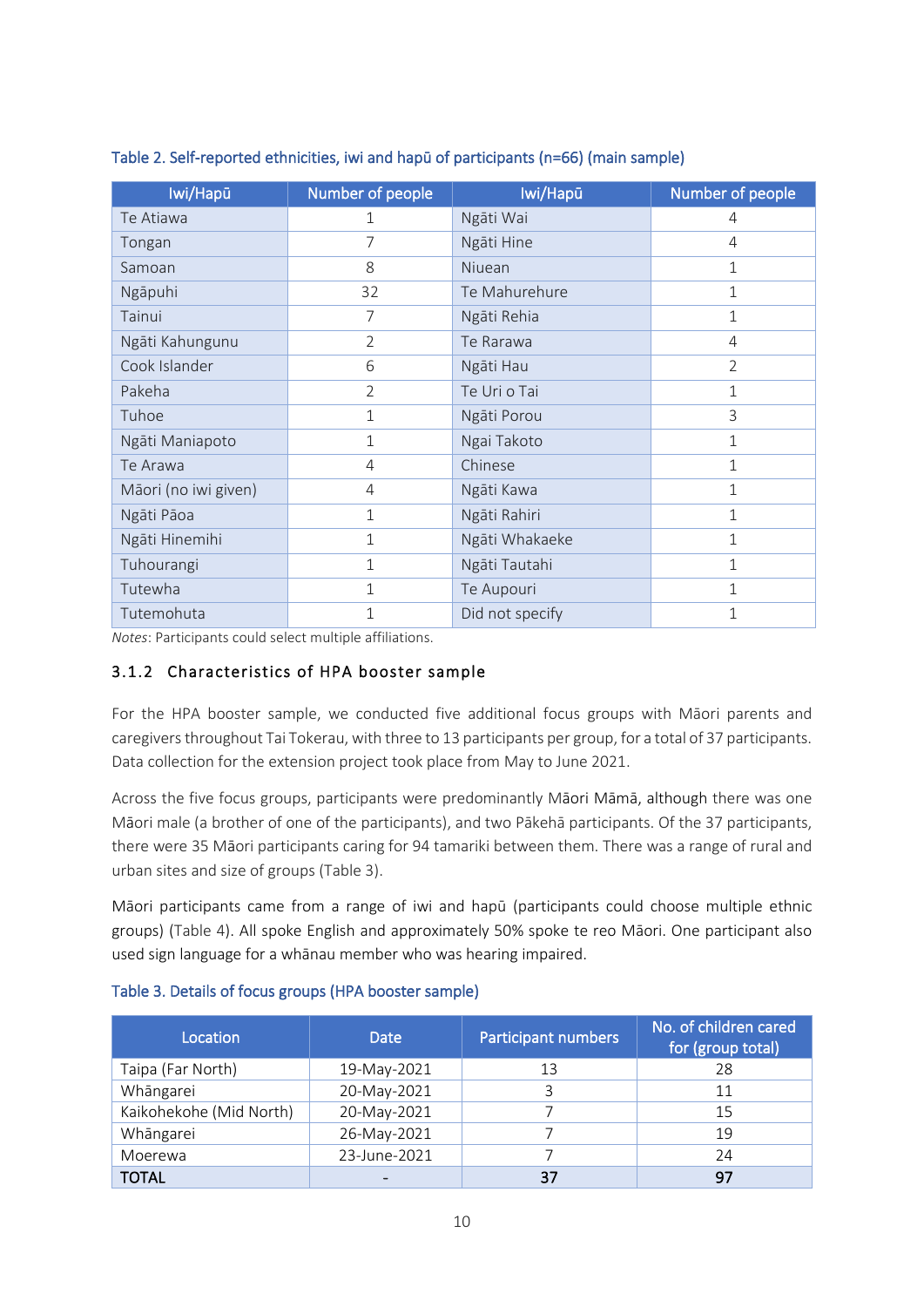Table 2. Self-reported ethnicities, iwi and hapū of participants (n=66) (main sample)

| Iwi/Hapū | Number of people | Iwi/Hapū | Number of people |
|---|---|---|---|
| Te Atiawa | 1 | Ngāti Wai | 4 |
| Tongan | 7 | Ngāti Hine | 4 |
| Samoan | 8 | Niuean | 1 |
| Ngāpuhi | 32 | Te Mahurehure | 1 |
| Tainui | 7 | Ngāti Rehia | 1 |
| Ngāti Kahungunu | 2 | Te Rarawa | 4 |
| Cook Islander | 6 | Ngāti Hau | 2 |
| Pakeha | 2 | Te Uri o Tai | 1 |
| Tuhoe | 1 | Ngāti Porou | 3 |
| Ngāti Maniapoto | 1 | Ngai Takoto | 1 |
| Te Arawa | 4 | Chinese | 1 |
| Māori (no iwi given) | 4 | Ngāti Kawa | 1 |
| Ngāti Pāoa | 1 | Ngāti Rahiri | 1 |
| Ngāti Hinemihi | 1 | Ngāti Whakaeke | 1 |
| Tuhourangi | 1 | Ngāti Tautahi | 1 |
| Tutewha | 1 | Te Aupouri | 1 |
| Tutemohuta | 1 | Did not specify | 1 |

*Notes*: Participants could select multiple affiliations.

### 3.1.2 Characteristics of HPA booster sample

For the HPA booster sample, we conducted five additional focus groups with Māori parents and caregivers throughout Tai Tokerau, with three to 13 participants per group, for a total of 37 participants. Data collection for the extension project took place from May to June 2021.

Across the five focus groups, participants were predominantly Māori Māmā, although there was one Māori male (a brother of one of the participants), and two Pākehā participants. Of the 37 participants, there were 35 Māori participants caring for 94 tamariki between them. There was a range of rural and urban sites and size of groups (Table 3).

Māori participants came from a range of iwi and hapū (participants could choose multiple ethnic groups) (Table 4). All spoke English and approximately 50% spoke te reo Māori. One participant also used sign language for a whānau member who was hearing impaired.

Table 3. Details of focus groups (HPA booster sample)

| Location | Date | Participant numbers | No. of children cared for (group total) |
|---|---|---|---|
| Taipa (Far North) | 19-May-2021 | 13 | 28 |
| Whāngarei | 20-May-2021 | 3 | 11 |
| Kaikohekohe (Mid North) | 20-May-2021 | 7 | 15 |
| Whāngarei | 26-May-2021 | 7 | 19 |
| Moerewa | 23-June-2021 | 7 | 24 |
| **TOTAL** | - | **37** | **97** |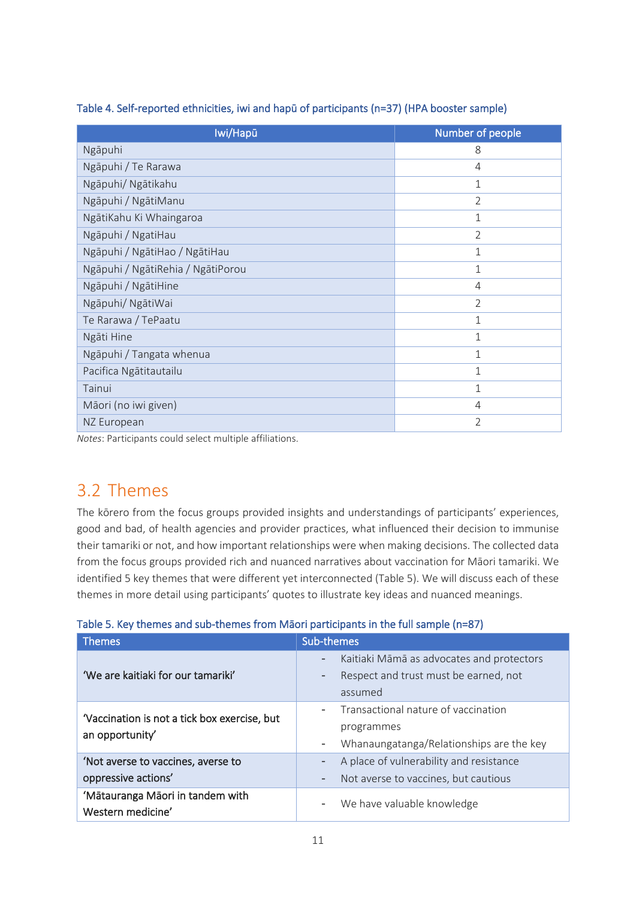Table 4. Self-reported ethnicities, iwi and hapū of participants (n=37) (HPA booster sample)

| Iwi/Hapū | Number of people |
|---|---|
| Ngāpuhi | 8 |
| Ngāpuhi / Te Rarawa | 4 |
| Ngāpuhi/ Ngātikahu | 1 |
| Ngāpuhi / NgātiManu | 2 |
| NgātiKahu Ki Whaingaroa | 1 |
| Ngāpuhi / NgatiHau | 2 |
| Ngāpuhi / NgātiHao / NgātiHau | 1 |
| Ngāpuhi / NgātiRehia / NgātiPorou | 1 |
| Ngāpuhi / NgātiHine | 4 |
| Ngāpuhi/ NgātiWai | 2 |
| Te Rarawa / TePaatu | 1 |
| Ngāti Hine | 1 |
| Ngāpuhi / Tangata whenua | 1 |
| Pacifica Ngātitautailu | 1 |
| Tainui | 1 |
| Māori (no iwi given) | 4 |
| NZ European | 2 |

*Notes*: Participants could select multiple affiliations.

## 3.2 Themes

The kōrero from the focus groups provided insights and understandings of participants' experiences, good and bad, of health agencies and provider practices, what influenced their decision to immunise their tamariki or not, and how important relationships were when making decisions. The collected data from the focus groups provided rich and nuanced narratives about vaccination for Māori tamariki. We identified 5 key themes that were different yet interconnected (Table 5). We will discuss each of these themes in more detail using participants' quotes to illustrate key ideas and nuanced meanings.

Table 5. Key themes and sub-themes from Māori participants in the full sample (n=87)

| Themes | Sub-themes |
|---|---|
| 'We are kaitiaki for our tamariki' | - Kaitiaki Māmā as advocates and protectors<br>- Respect and trust must be earned, not assumed |
| 'Vaccination is not a tick box exercise, but an opportunity' | - Transactional nature of vaccination programmes<br>- Whanaungatanga/Relationships are the key |
| 'Not averse to vaccines, averse to oppressive actions' | - A place of vulnerability and resistance<br>- Not averse to vaccines, but cautious |
| 'Mātauranga Māori in tandem with Western medicine' | - We have valuable knowledge |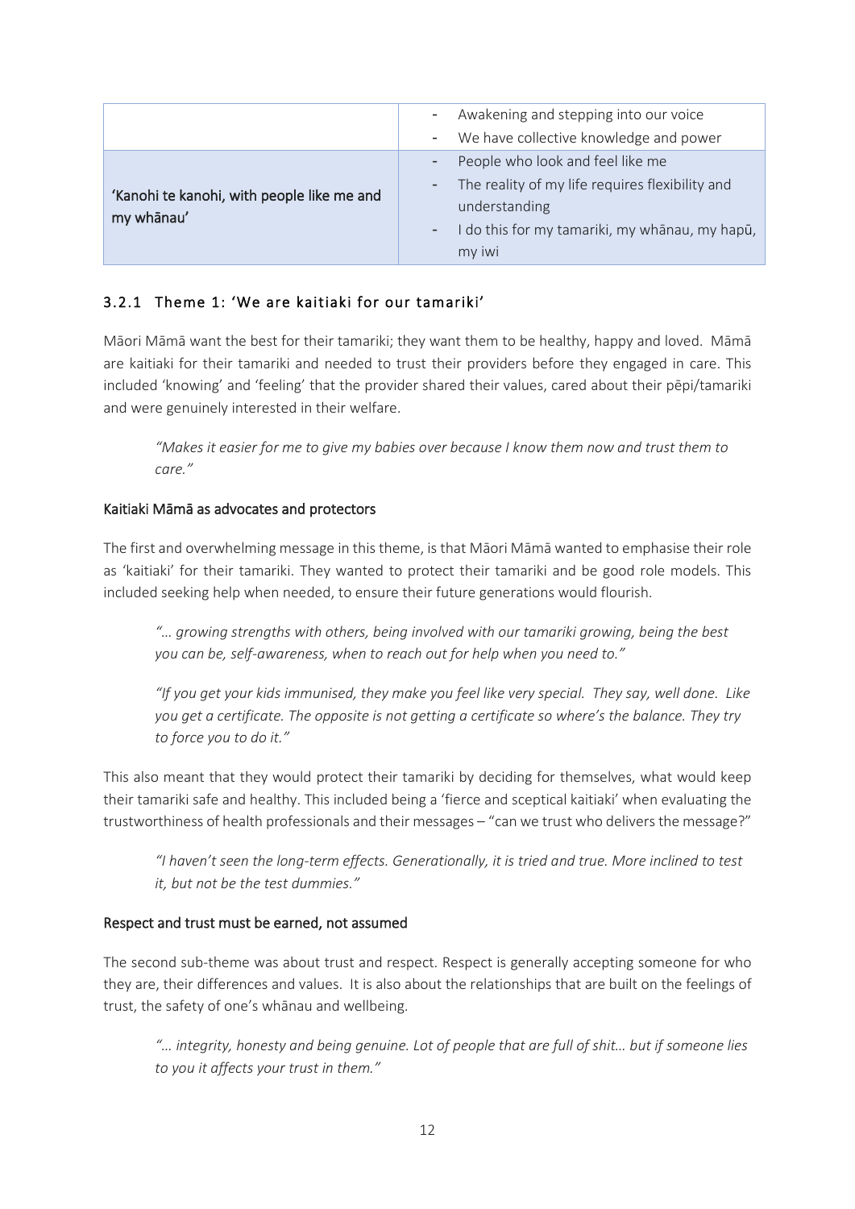| | |
|---|---|
| | - Awakening and stepping into our voice<br>- We have collective knowledge and power |
| 'Kanohi te kanohi, with people like me and my whānau' | - People who look and feel like me<br>- The reality of my life requires flexibility and understanding<br>- I do this for my tamariki, my whānau, my hapū, my iwi |

### 3.2.1 Theme 1: 'We are kaitiaki for our tamariki'

Māori Māmā want the best for their tamariki; they want them to be healthy, happy and loved. Māmā are kaitiaki for their tamariki and needed to trust their providers before they engaged in care. This included 'knowing' and 'feeling' that the provider shared their values, cared about their pēpi/tamariki and were genuinely interested in their welfare.

> *"Makes it easier for me to give my babies over because I know them now and trust them to care."*

**Kaitiaki Māmā as advocates and protectors**

The first and overwhelming message in this theme, is that Māori Māmā wanted to emphasise their role as 'kaitiaki' for their tamariki. They wanted to protect their tamariki and be good role models. This included seeking help when needed, to ensure their future generations would flourish.

> *"… growing strengths with others, being involved with our tamariki growing, being the best you can be, self-awareness, when to reach out for help when you need to."*

> *"If you get your kids immunised, they make you feel like very special. They say, well done. Like you get a certificate. The opposite is not getting a certificate so where's the balance. They try to force you to do it."*

This also meant that they would protect their tamariki by deciding for themselves, what would keep their tamariki safe and healthy. This included being a 'fierce and sceptical kaitiaki' when evaluating the trustworthiness of health professionals and their messages – "can we trust who delivers the message?"

> *"I haven't seen the long-term effects. Generationally, it is tried and true. More inclined to test it, but not be the test dummies."*

**Respect and trust must be earned, not assumed**

The second sub-theme was about trust and respect. Respect is generally accepting someone for who they are, their differences and values. It is also about the relationships that are built on the feelings of trust, the safety of one's whānau and wellbeing.

> *"… integrity, honesty and being genuine. Lot of people that are full of shit… but if someone lies to you it affects your trust in them."*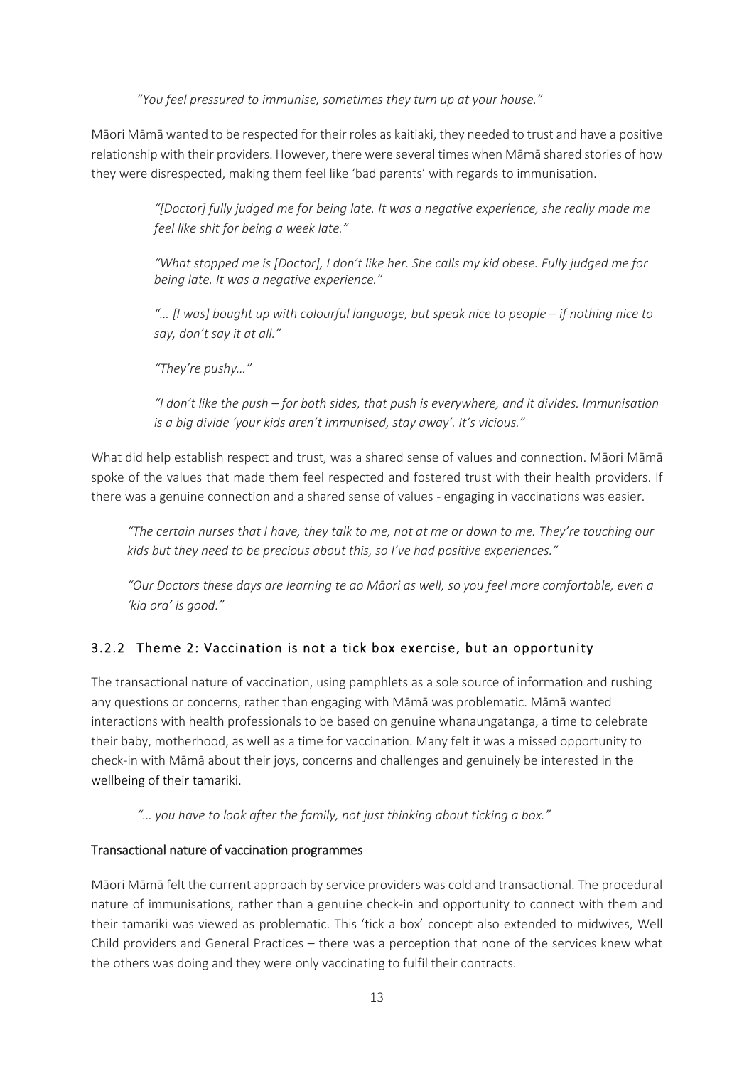*"You feel pressured to immunise, sometimes they turn up at your house."*

Māori Māmā wanted to be respected for their roles as kaitiaki, they needed to trust and have a positive relationship with their providers. However, there were several times when Māmā shared stories of how they were disrespected, making them feel like 'bad parents' with regards to immunisation.

> *"[Doctor] fully judged me for being late. It was a negative experience, she really made me feel like shit for being a week late."*
>
> *"What stopped me is [Doctor], I don't like her. She calls my kid obese. Fully judged me for being late. It was a negative experience."*
>
> *"… [I was] bought up with colourful language, but speak nice to people – if nothing nice to say, don't say it at all."*
>
> *"They're pushy…"*
>
> *"I don't like the push – for both sides, that push is everywhere, and it divides. Immunisation is a big divide 'your kids aren't immunised, stay away'. It's vicious."*

What did help establish respect and trust, was a shared sense of values and connection. Māori Māmā spoke of the values that made them feel respected and fostered trust with their health providers. If there was a genuine connection and a shared sense of values - engaging in vaccinations was easier.

*"The certain nurses that I have, they talk to me, not at me or down to me. They're touching our kids but they need to be precious about this, so I've had positive experiences."*

*"Our Doctors these days are learning te ao Māori as well, so you feel more comfortable, even a 'kia ora' is good."*

### 3.2.2 Theme 2: Vaccination is not a tick box exercise, but an opportunity

The transactional nature of vaccination, using pamphlets as a sole source of information and rushing any questions or concerns, rather than engaging with Māmā was problematic. Māmā wanted interactions with health professionals to be based on genuine whanaungatanga, a time to celebrate their baby, motherhood, as well as a time for vaccination. Many felt it was a missed opportunity to check-in with Māmā about their joys, concerns and challenges and genuinely be interested in the wellbeing of their tamariki.

*"… you have to look after the family, not just thinking about ticking a box."*

#### Transactional nature of vaccination programmes

Māori Māmā felt the current approach by service providers was cold and transactional. The procedural nature of immunisations, rather than a genuine check-in and opportunity to connect with them and their tamariki was viewed as problematic. This 'tick a box' concept also extended to midwives, Well Child providers and General Practices – there was a perception that none of the services knew what the others was doing and they were only vaccinating to fulfil their contracts.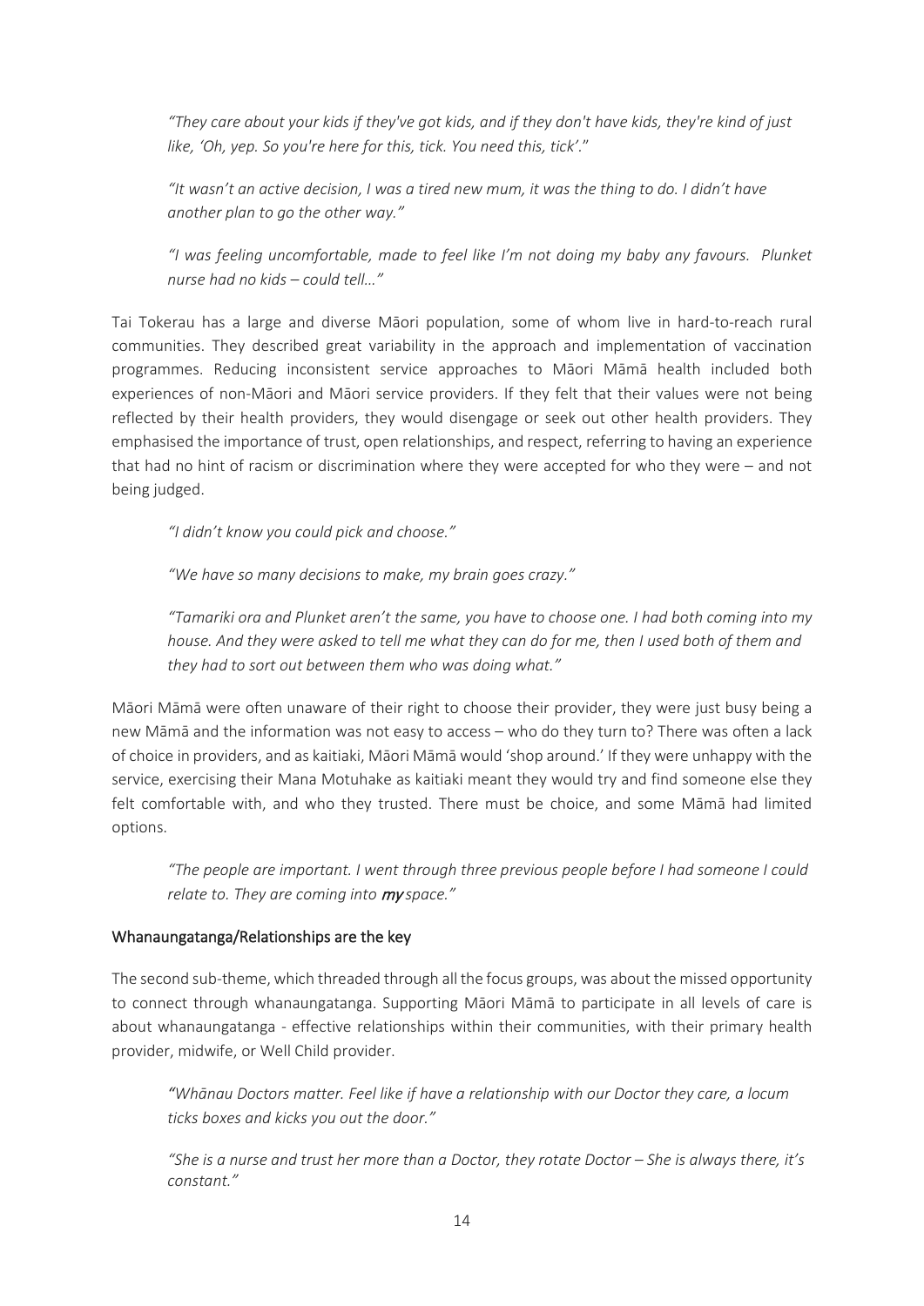*"They care about your kids if they've got kids, and if they don't have kids, they're kind of just like, 'Oh, yep. So you're here for this, tick. You need this, tick'."*

*"It wasn't an active decision, I was a tired new mum, it was the thing to do. I didn't have another plan to go the other way."*

*"I was feeling uncomfortable, made to feel like I'm not doing my baby any favours. Plunket nurse had no kids – could tell…"*

Tai Tokerau has a large and diverse Māori population, some of whom live in hard-to-reach rural communities. They described great variability in the approach and implementation of vaccination programmes. Reducing inconsistent service approaches to Māori Māmā health included both experiences of non-Māori and Māori service providers. If they felt that their values were not being reflected by their health providers, they would disengage or seek out other health providers. They emphasised the importance of trust, open relationships, and respect, referring to having an experience that had no hint of racism or discrimination where they were accepted for who they were – and not being judged.

*"I didn't know you could pick and choose."*

*"We have so many decisions to make, my brain goes crazy."*

*"Tamariki ora and Plunket aren't the same, you have to choose one. I had both coming into my house. And they were asked to tell me what they can do for me, then I used both of them and they had to sort out between them who was doing what."*

Māori Māmā were often unaware of their right to choose their provider, they were just busy being a new Māmā and the information was not easy to access – who do they turn to? There was often a lack of choice in providers, and as kaitiaki, Māori Māmā would 'shop around.' If they were unhappy with the service, exercising their Mana Motuhake as kaitiaki meant they would try and find someone else they felt comfortable with, and who they trusted. There must be choice, and some Māmā had limited options.

*"The people are important. I went through three previous people before I had someone I could relate to. They are coming into **my** space."*

## Whanaungatanga/Relationships are the key

The second sub-theme, which threaded through all the focus groups, was about the missed opportunity to connect through whanaungatanga. Supporting Māori Māmā to participate in all levels of care is about whanaungatanga - effective relationships within their communities, with their primary health provider, midwife, or Well Child provider.

*"Whānau Doctors matter. Feel like if have a relationship with our Doctor they care, a locum ticks boxes and kicks you out the door."*

*"She is a nurse and trust her more than a Doctor, they rotate Doctor – She is always there, it's constant."*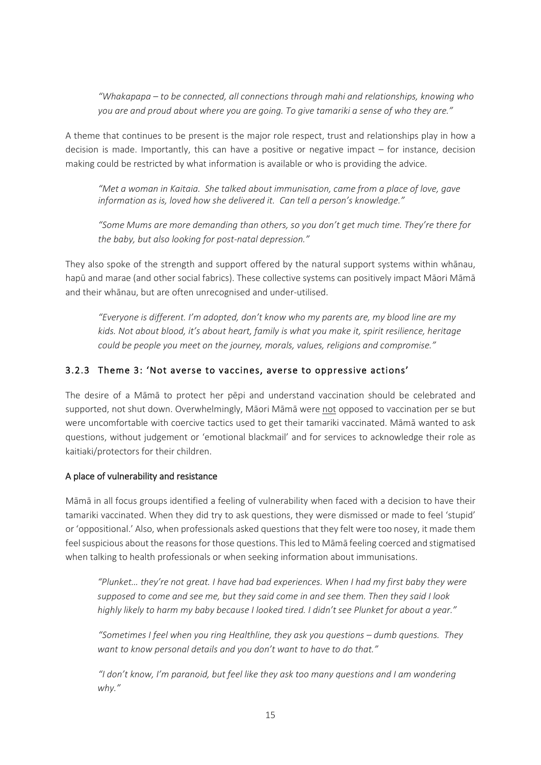*"Whakapapa – to be connected, all connections through mahi and relationships, knowing who you are and proud about where you are going. To give tamariki a sense of who they are."*

A theme that continues to be present is the major role respect, trust and relationships play in how a decision is made. Importantly, this can have a positive or negative impact – for instance, decision making could be restricted by what information is available or who is providing the advice.

*"Met a woman in Kaitaia. She talked about immunisation, came from a place of love, gave information as is, loved how she delivered it. Can tell a person's knowledge."*

*"Some Mums are more demanding than others, so you don't get much time. They're there for the baby, but also looking for post-natal depression."*

They also spoke of the strength and support offered by the natural support systems within whānau, hapū and marae (and other social fabrics). These collective systems can positively impact Māori Māmā and their whānau, but are often unrecognised and under-utilised.

*"Everyone is different. I'm adopted, don't know who my parents are, my blood line are my kids. Not about blood, it's about heart, family is what you make it, spirit resilience, heritage could be people you meet on the journey, morals, values, religions and compromise."*

### 3.2.3 Theme 3: 'Not averse to vaccines, averse to oppressive actions'

The desire of a Māmā to protect her pēpi and understand vaccination should be celebrated and supported, not shut down. Overwhelmingly, Māori Māmā were <u>not</u> opposed to vaccination per se but were uncomfortable with coercive tactics used to get their tamariki vaccinated. Māmā wanted to ask questions, without judgement or 'emotional blackmail' and for services to acknowledge their role as kaitiaki/protectors for their children.

#### A place of vulnerability and resistance

Māmā in all focus groups identified a feeling of vulnerability when faced with a decision to have their tamariki vaccinated. When they did try to ask questions, they were dismissed or made to feel 'stupid' or 'oppositional.' Also, when professionals asked questions that they felt were too nosey, it made them feel suspicious about the reasons for those questions. This led to Māmā feeling coerced and stigmatised when talking to health professionals or when seeking information about immunisations.

*"Plunket… they're not great. I have had bad experiences. When I had my first baby they were supposed to come and see me, but they said come in and see them. Then they said I look highly likely to harm my baby because I looked tired. I didn't see Plunket for about a year."*

*"Sometimes I feel when you ring Healthline, they ask you questions – dumb questions. They want to know personal details and you don't want to have to do that."*

*"I don't know, I'm paranoid, but feel like they ask too many questions and I am wondering why."*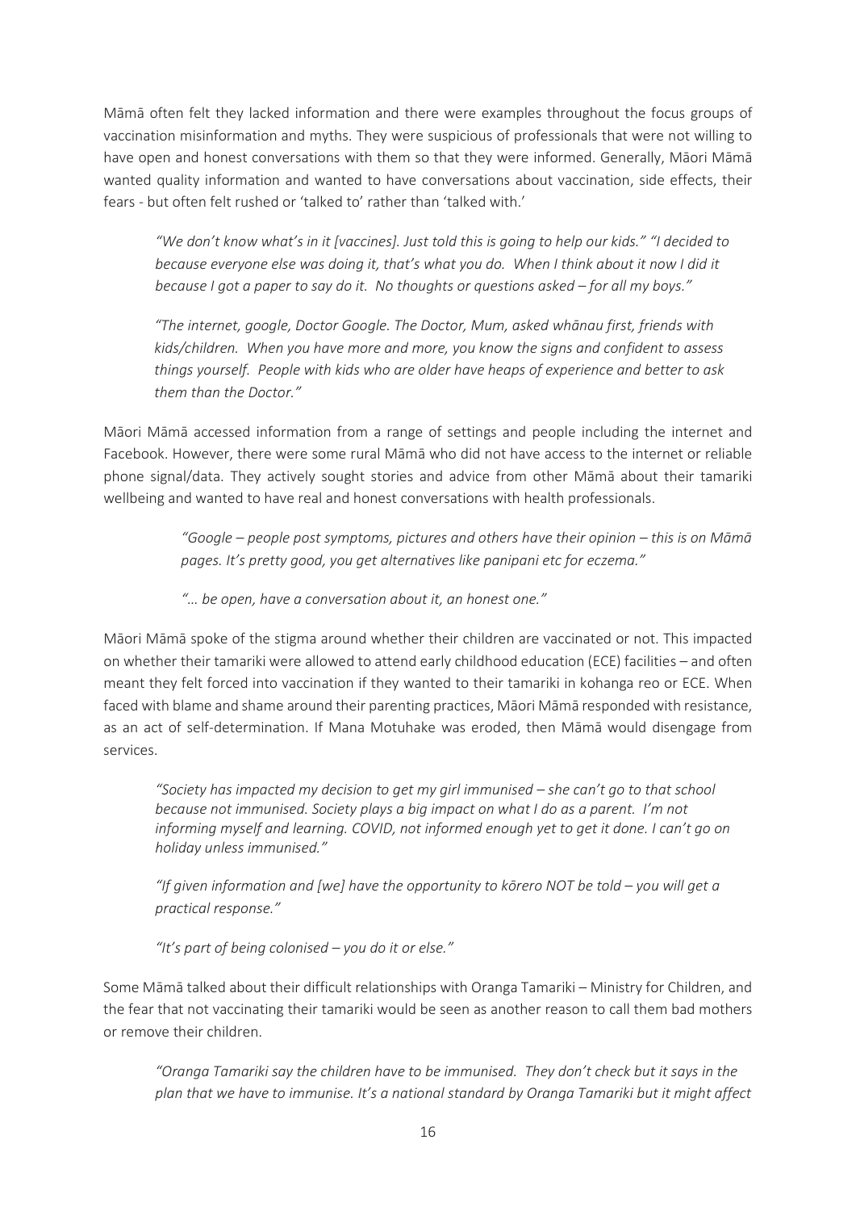Māmā often felt they lacked information and there were examples throughout the focus groups of vaccination misinformation and myths. They were suspicious of professionals that were not willing to have open and honest conversations with them so that they were informed. Generally, Māori Māmā wanted quality information and wanted to have conversations about vaccination, side effects, their fears - but often felt rushed or 'talked to' rather than 'talked with.'

> *"We don't know what's in it [vaccines]. Just told this is going to help our kids." "I decided to because everyone else was doing it, that's what you do. When I think about it now I did it because I got a paper to say do it. No thoughts or questions asked – for all my boys."*

> *"The internet, google, Doctor Google. The Doctor, Mum, asked whānau first, friends with kids/children. When you have more and more, you know the signs and confident to assess things yourself. People with kids who are older have heaps of experience and better to ask them than the Doctor."*

Māori Māmā accessed information from a range of settings and people including the internet and Facebook. However, there were some rural Māmā who did not have access to the internet or reliable phone signal/data. They actively sought stories and advice from other Māmā about their tamariki wellbeing and wanted to have real and honest conversations with health professionals.

> *"Google – people post symptoms, pictures and others have their opinion – this is on Māmā pages. It's pretty good, you get alternatives like panipani etc for eczema."*

> *"… be open, have a conversation about it, an honest one."*

Māori Māmā spoke of the stigma around whether their children are vaccinated or not. This impacted on whether their tamariki were allowed to attend early childhood education (ECE) facilities – and often meant they felt forced into vaccination if they wanted to their tamariki in kohanga reo or ECE. When faced with blame and shame around their parenting practices, Māori Māmā responded with resistance, as an act of self-determination. If Mana Motuhake was eroded, then Māmā would disengage from services.

> *"Society has impacted my decision to get my girl immunised – she can't go to that school because not immunised. Society plays a big impact on what I do as a parent. I'm not informing myself and learning. COVID, not informed enough yet to get it done. I can't go on holiday unless immunised."*

> *"If given information and [we] have the opportunity to kōrero NOT be told – you will get a practical response."*

> *"It's part of being colonised – you do it or else."*

Some Māmā talked about their difficult relationships with Oranga Tamariki – Ministry for Children, and the fear that not vaccinating their tamariki would be seen as another reason to call them bad mothers or remove their children.

> *"Oranga Tamariki say the children have to be immunised. They don't check but it says in the plan that we have to immunise. It's a national standard by Oranga Tamariki but it might affect*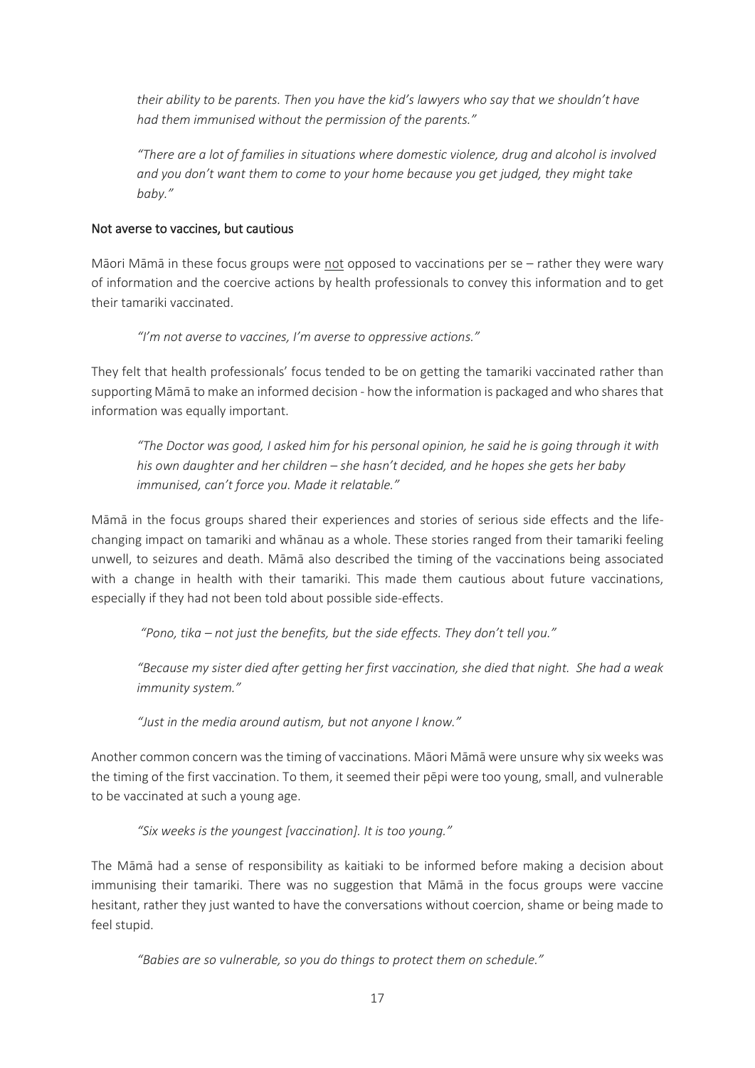*their ability to be parents. Then you have the kid's lawyers who say that we shouldn't have had them immunised without the permission of the parents."*

*"There are a lot of families in situations where domestic violence, drug and alcohol is involved and you don't want them to come to your home because you get judged, they might take baby."*

### Not averse to vaccines, but cautious

Māori Māmā in these focus groups were <u>not</u> opposed to vaccinations per se – rather they were wary of information and the coercive actions by health professionals to convey this information and to get their tamariki vaccinated.

> *"I'm not averse to vaccines, I'm averse to oppressive actions."*

They felt that health professionals' focus tended to be on getting the tamariki vaccinated rather than supporting Māmā to make an informed decision - how the information is packaged and who shares that information was equally important.

> *"The Doctor was good, I asked him for his personal opinion, he said he is going through it with his own daughter and her children – she hasn't decided, and he hopes she gets her baby immunised, can't force you. Made it relatable."*

Māmā in the focus groups shared their experiences and stories of serious side effects and the life-changing impact on tamariki and whānau as a whole. These stories ranged from their tamariki feeling unwell, to seizures and death. Māmā also described the timing of the vaccinations being associated with a change in health with their tamariki. This made them cautious about future vaccinations, especially if they had not been told about possible side-effects.

> *"Pono, tika – not just the benefits, but the side effects. They don't tell you."*

> *"Because my sister died after getting her first vaccination, she died that night. She had a weak immunity system."*

> *"Just in the media around autism, but not anyone I know."*

Another common concern was the timing of vaccinations. Māori Māmā were unsure why six weeks was the timing of the first vaccination. To them, it seemed their pēpi were too young, small, and vulnerable to be vaccinated at such a young age.

> *"Six weeks is the youngest [vaccination]. It is too young."*

The Māmā had a sense of responsibility as kaitiaki to be informed before making a decision about immunising their tamariki. There was no suggestion that Māmā in the focus groups were vaccine hesitant, rather they just wanted to have the conversations without coercion, shame or being made to feel stupid.

> *"Babies are so vulnerable, so you do things to protect them on schedule."*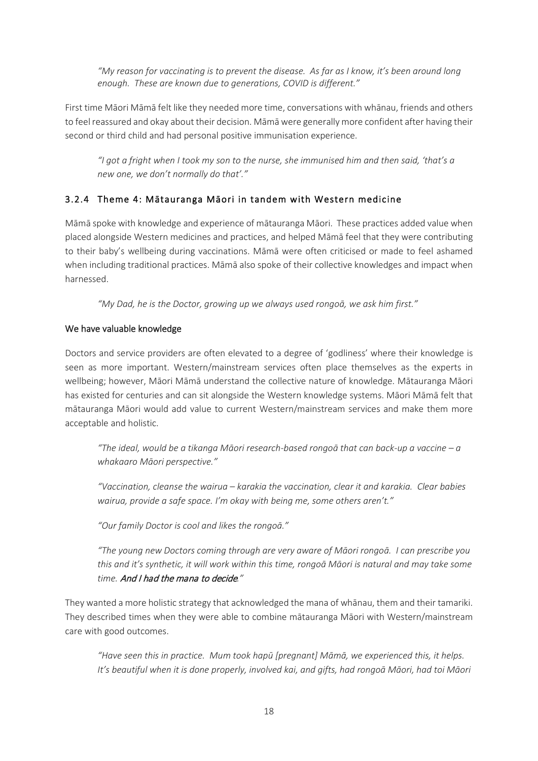*"My reason for vaccinating is to prevent the disease. As far as I know, it's been around long enough. These are known due to generations, COVID is different."*

First time Māori Māmā felt like they needed more time, conversations with whānau, friends and others to feel reassured and okay about their decision. Māmā were generally more confident after having their second or third child and had personal positive immunisation experience.

*"I got a fright when I took my son to the nurse, she immunised him and then said, 'that's a new one, we don't normally do that'."*

### 3.2.4 Theme 4: Mātauranga Māori in tandem with Western medicine

Māmā spoke with knowledge and experience of mātauranga Māori. These practices added value when placed alongside Western medicines and practices, and helped Māmā feel that they were contributing to their baby's wellbeing during vaccinations. Māmā were often criticised or made to feel ashamed when including traditional practices. Māmā also spoke of their collective knowledges and impact when harnessed.

*"My Dad, he is the Doctor, growing up we always used rongoā, we ask him first."*

#### We have valuable knowledge

Doctors and service providers are often elevated to a degree of 'godliness' where their knowledge is seen as more important. Western/mainstream services often place themselves as the experts in wellbeing; however, Māori Māmā understand the collective nature of knowledge. Mātauranga Māori has existed for centuries and can sit alongside the Western knowledge systems. Māori Māmā felt that mātauranga Māori would add value to current Western/mainstream services and make them more acceptable and holistic.

*"The ideal, would be a tikanga Māori research-based rongoā that can back-up a vaccine – a whakaaro Māori perspective."*

*"Vaccination, cleanse the wairua – karakia the vaccination, clear it and karakia. Clear babies wairua, provide a safe space. I'm okay with being me, some others aren't."*

*"Our family Doctor is cool and likes the rongoā."*

*"The young new Doctors coming through are very aware of Māori rongoā. I can prescribe you this and it's synthetic, it will work within this time, rongoā Māori is natural and may take some time.* ***And I had the mana to decide****."*

They wanted a more holistic strategy that acknowledged the mana of whānau, them and their tamariki. They described times when they were able to combine mātauranga Māori with Western/mainstream care with good outcomes.

*"Have seen this in practice. Mum took hapū [pregnant] Māmā, we experienced this, it helps. It's beautiful when it is done properly, involved kai, and gifts, had rongoā Māori, had toi Māori*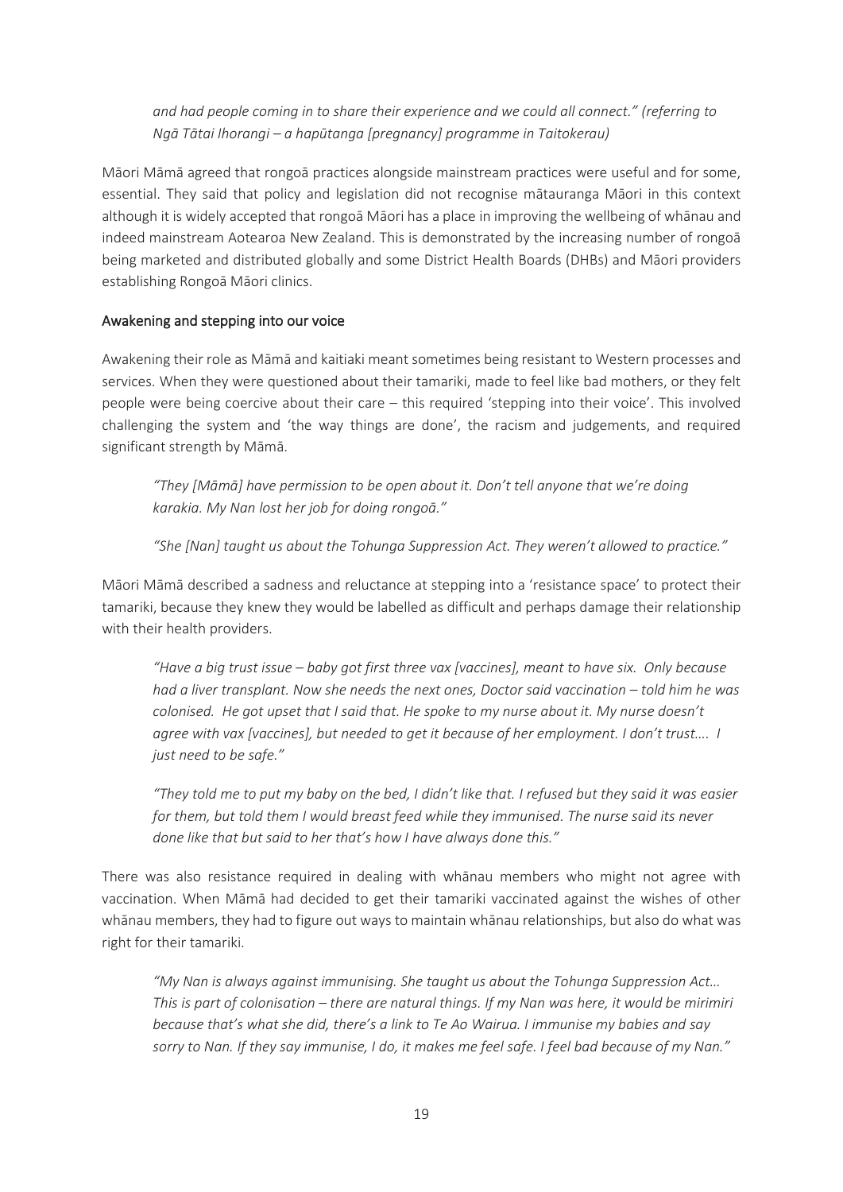*and had people coming in to share their experience and we could all connect." (referring to Ngā Tātai Ihorangi – a hapūtanga [pregnancy] programme in Taitokerau)*

Māori Māmā agreed that rongoā practices alongside mainstream practices were useful and for some, essential. They said that policy and legislation did not recognise mātauranga Māori in this context although it is widely accepted that rongoā Māori has a place in improving the wellbeing of whānau and indeed mainstream Aotearoa New Zealand. This is demonstrated by the increasing number of rongoā being marketed and distributed globally and some District Health Boards (DHBs) and Māori providers establishing Rongoā Māori clinics.

## Awakening and stepping into our voice

Awakening their role as Māmā and kaitiaki meant sometimes being resistant to Western processes and services. When they were questioned about their tamariki, made to feel like bad mothers, or they felt people were being coercive about their care – this required 'stepping into their voice'. This involved challenging the system and 'the way things are done', the racism and judgements, and required significant strength by Māmā.

> *"They [Māmā] have permission to be open about it. Don't tell anyone that we're doing karakia. My Nan lost her job for doing rongoā."*

> *"She [Nan] taught us about the Tohunga Suppression Act. They weren't allowed to practice."*

Māori Māmā described a sadness and reluctance at stepping into a 'resistance space' to protect their tamariki, because they knew they would be labelled as difficult and perhaps damage their relationship with their health providers.

> *"Have a big trust issue – baby got first three vax [vaccines], meant to have six. Only because had a liver transplant. Now she needs the next ones, Doctor said vaccination – told him he was colonised. He got upset that I said that. He spoke to my nurse about it. My nurse doesn't agree with vax [vaccines], but needed to get it because of her employment. I don't trust…. I just need to be safe."*

> *"They told me to put my baby on the bed, I didn't like that. I refused but they said it was easier for them, but told them I would breast feed while they immunised. The nurse said its never done like that but said to her that's how I have always done this."*

There was also resistance required in dealing with whānau members who might not agree with vaccination. When Māmā had decided to get their tamariki vaccinated against the wishes of other whānau members, they had to figure out ways to maintain whānau relationships, but also do what was right for their tamariki.

> *"My Nan is always against immunising. She taught us about the Tohunga Suppression Act… This is part of colonisation – there are natural things. If my Nan was here, it would be mirimiri because that's what she did, there's a link to Te Ao Wairua. I immunise my babies and say sorry to Nan. If they say immunise, I do, it makes me feel safe. I feel bad because of my Nan."*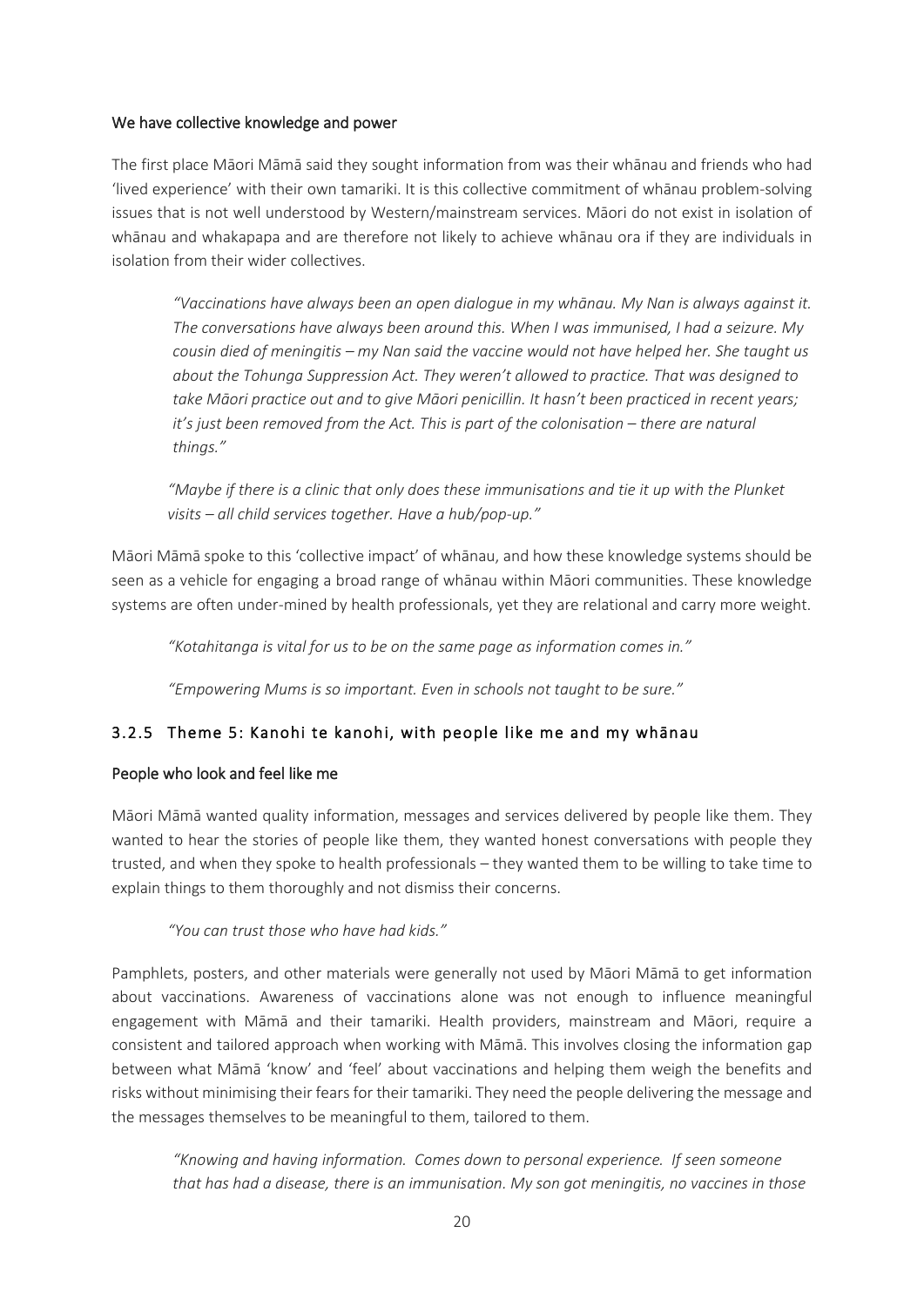#### We have collective knowledge and power

The first place Māori Māmā said they sought information from was their whānau and friends who had 'lived experience' with their own tamariki. It is this collective commitment of whānau problem-solving issues that is not well understood by Western/mainstream services. Māori do not exist in isolation of whānau and whakapapa and are therefore not likely to achieve whānau ora if they are individuals in isolation from their wider collectives.

> *"Vaccinations have always been an open dialogue in my whānau. My Nan is always against it. The conversations have always been around this. When I was immunised, I had a seizure. My cousin died of meningitis – my Nan said the vaccine would not have helped her. She taught us about the Tohunga Suppression Act. They weren't allowed to practice. That was designed to take Māori practice out and to give Māori penicillin. It hasn't been practiced in recent years; it's just been removed from the Act. This is part of the colonisation – there are natural things."*

> *"Maybe if there is a clinic that only does these immunisations and tie it up with the Plunket visits – all child services together. Have a hub/pop-up."*

Māori Māmā spoke to this 'collective impact' of whānau, and how these knowledge systems should be seen as a vehicle for engaging a broad range of whānau within Māori communities. These knowledge systems are often under-mined by health professionals, yet they are relational and carry more weight.

> *"Kotahitanga is vital for us to be on the same page as information comes in."*

> *"Empowering Mums is so important. Even in schools not taught to be sure."*

### 3.2.5 Theme 5: Kanohi te kanohi, with people like me and my whānau

#### People who look and feel like me

Māori Māmā wanted quality information, messages and services delivered by people like them. They wanted to hear the stories of people like them, they wanted honest conversations with people they trusted, and when they spoke to health professionals – they wanted them to be willing to take time to explain things to them thoroughly and not dismiss their concerns.

> *"You can trust those who have had kids."*

Pamphlets, posters, and other materials were generally not used by Māori Māmā to get information about vaccinations. Awareness of vaccinations alone was not enough to influence meaningful engagement with Māmā and their tamariki. Health providers, mainstream and Māori, require a consistent and tailored approach when working with Māmā. This involves closing the information gap between what Māmā 'know' and 'feel' about vaccinations and helping them weigh the benefits and risks without minimising their fears for their tamariki. They need the people delivering the message and the messages themselves to be meaningful to them, tailored to them.

> *"Knowing and having information. Comes down to personal experience. If seen someone that has had a disease, there is an immunisation. My son got meningitis, no vaccines in those*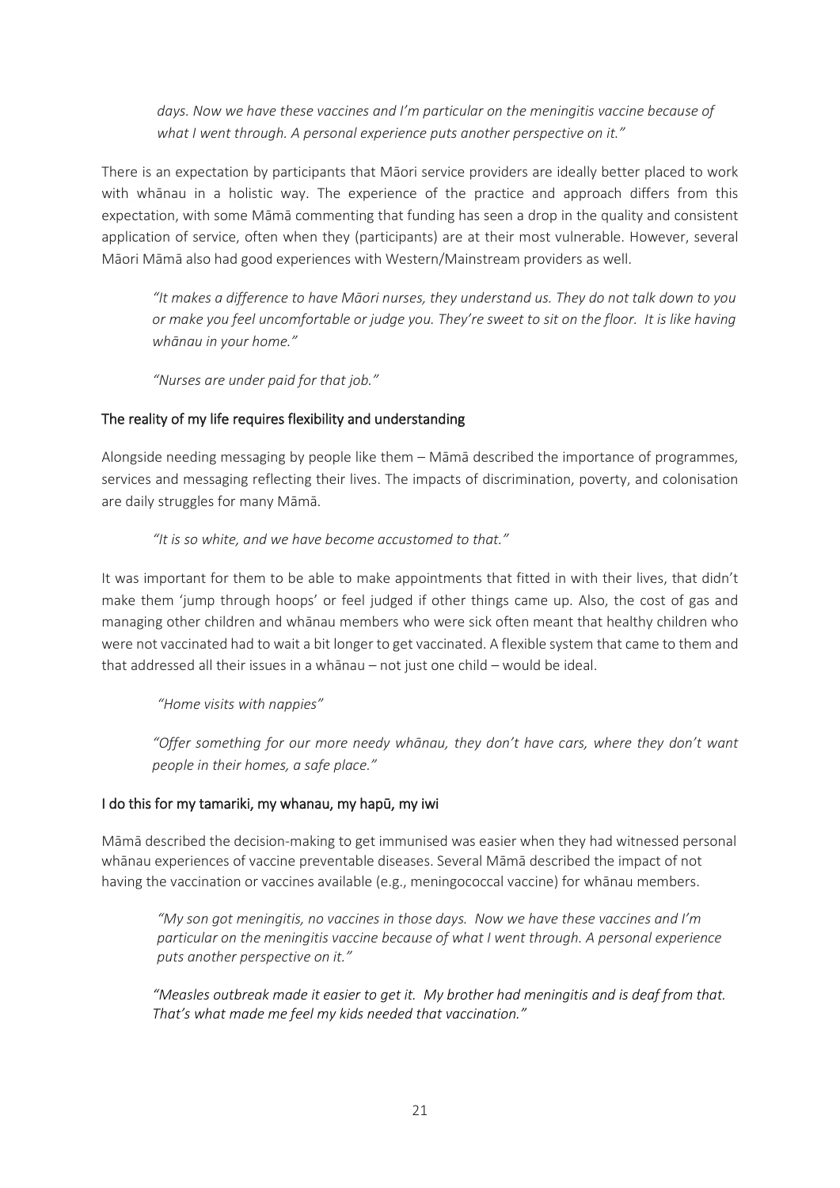> *days. Now we have these vaccines and I'm particular on the meningitis vaccine because of what I went through. A personal experience puts another perspective on it."*

There is an expectation by participants that Māori service providers are ideally better placed to work with whānau in a holistic way. The experience of the practice and approach differs from this expectation, with some Māmā commenting that funding has seen a drop in the quality and consistent application of service, often when they (participants) are at their most vulnerable. However, several Māori Māmā also had good experiences with Western/Mainstream providers as well.

> *"It makes a difference to have Māori nurses, they understand us. They do not talk down to you or make you feel uncomfortable or judge you. They're sweet to sit on the floor. It is like having whānau in your home."*

> *"Nurses are under paid for that job."*

### The reality of my life requires flexibility and understanding

Alongside needing messaging by people like them – Māmā described the importance of programmes, services and messaging reflecting their lives. The impacts of discrimination, poverty, and colonisation are daily struggles for many Māmā.

> *"It is so white, and we have become accustomed to that."*

It was important for them to be able to make appointments that fitted in with their lives, that didn't make them 'jump through hoops' or feel judged if other things came up. Also, the cost of gas and managing other children and whānau members who were sick often meant that healthy children who were not vaccinated had to wait a bit longer to get vaccinated. A flexible system that came to them and that addressed all their issues in a whānau – not just one child – would be ideal.

> *"Home visits with nappies"*

> *"Offer something for our more needy whānau, they don't have cars, where they don't want people in their homes, a safe place."*

### I do this for my tamariki, my whanau, my hapū, my iwi

Māmā described the decision-making to get immunised was easier when they had witnessed personal whānau experiences of vaccine preventable diseases. Several Māmā described the impact of not having the vaccination or vaccines available (e.g., meningococcal vaccine) for whānau members.

> *"My son got meningitis, no vaccines in those days. Now we have these vaccines and I'm particular on the meningitis vaccine because of what I went through. A personal experience puts another perspective on it."*

> *"Measles outbreak made it easier to get it. My brother had meningitis and is deaf from that. That's what made me feel my kids needed that vaccination."*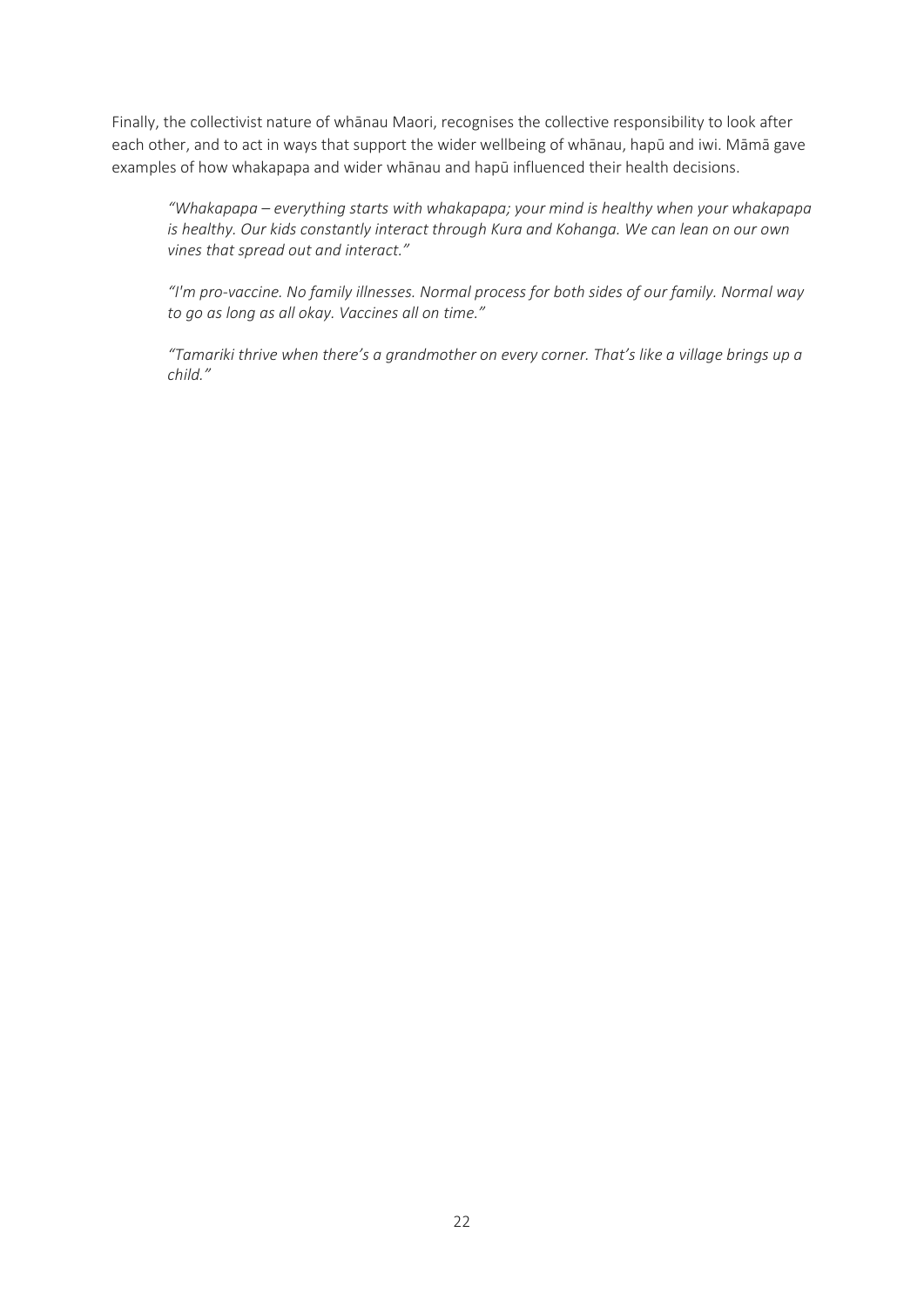Finally, the collectivist nature of whānau Maori, recognises the collective responsibility to look after each other, and to act in ways that support the wider wellbeing of whānau, hapū and iwi. Māmā gave examples of how whakapapa and wider whānau and hapū influenced their health decisions.

> *"Whakapapa – everything starts with whakapapa; your mind is healthy when your whakapapa is healthy. Our kids constantly interact through Kura and Kohanga. We can lean on our own vines that spread out and interact."*

> *"I'm pro-vaccine. No family illnesses. Normal process for both sides of our family. Normal way to go as long as all okay. Vaccines all on time."*

> *"Tamariki thrive when there's a grandmother on every corner. That's like a village brings up a child."*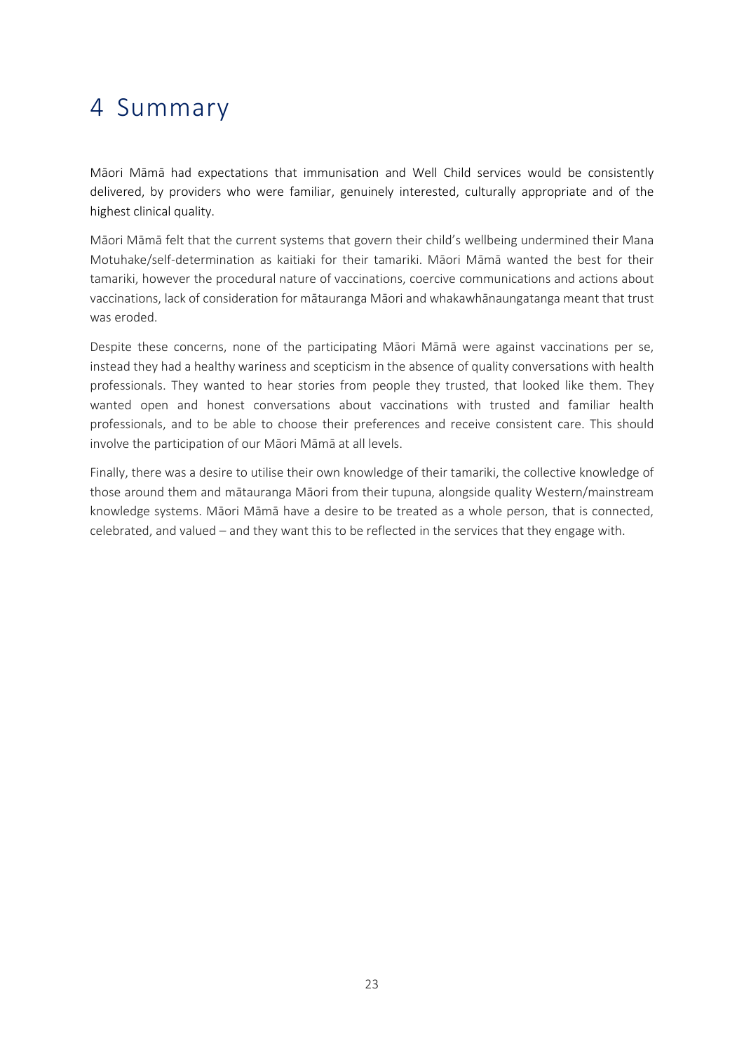# 4 Summary

Māori Māmā had expectations that immunisation and Well Child services would be consistently delivered, by providers who were familiar, genuinely interested, culturally appropriate and of the highest clinical quality.

Māori Māmā felt that the current systems that govern their child's wellbeing undermined their Mana Motuhake/self-determination as kaitiaki for their tamariki. Māori Māmā wanted the best for their tamariki, however the procedural nature of vaccinations, coercive communications and actions about vaccinations, lack of consideration for mātauranga Māori and whakawhānaungatanga meant that trust was eroded.

Despite these concerns, none of the participating Māori Māmā were against vaccinations per se, instead they had a healthy wariness and scepticism in the absence of quality conversations with health professionals. They wanted to hear stories from people they trusted, that looked like them. They wanted open and honest conversations about vaccinations with trusted and familiar health professionals, and to be able to choose their preferences and receive consistent care. This should involve the participation of our Māori Māmā at all levels.

Finally, there was a desire to utilise their own knowledge of their tamariki, the collective knowledge of those around them and mātauranga Māori from their tupuna, alongside quality Western/mainstream knowledge systems. Māori Māmā have a desire to be treated as a whole person, that is connected, celebrated, and valued – and they want this to be reflected in the services that they engage with.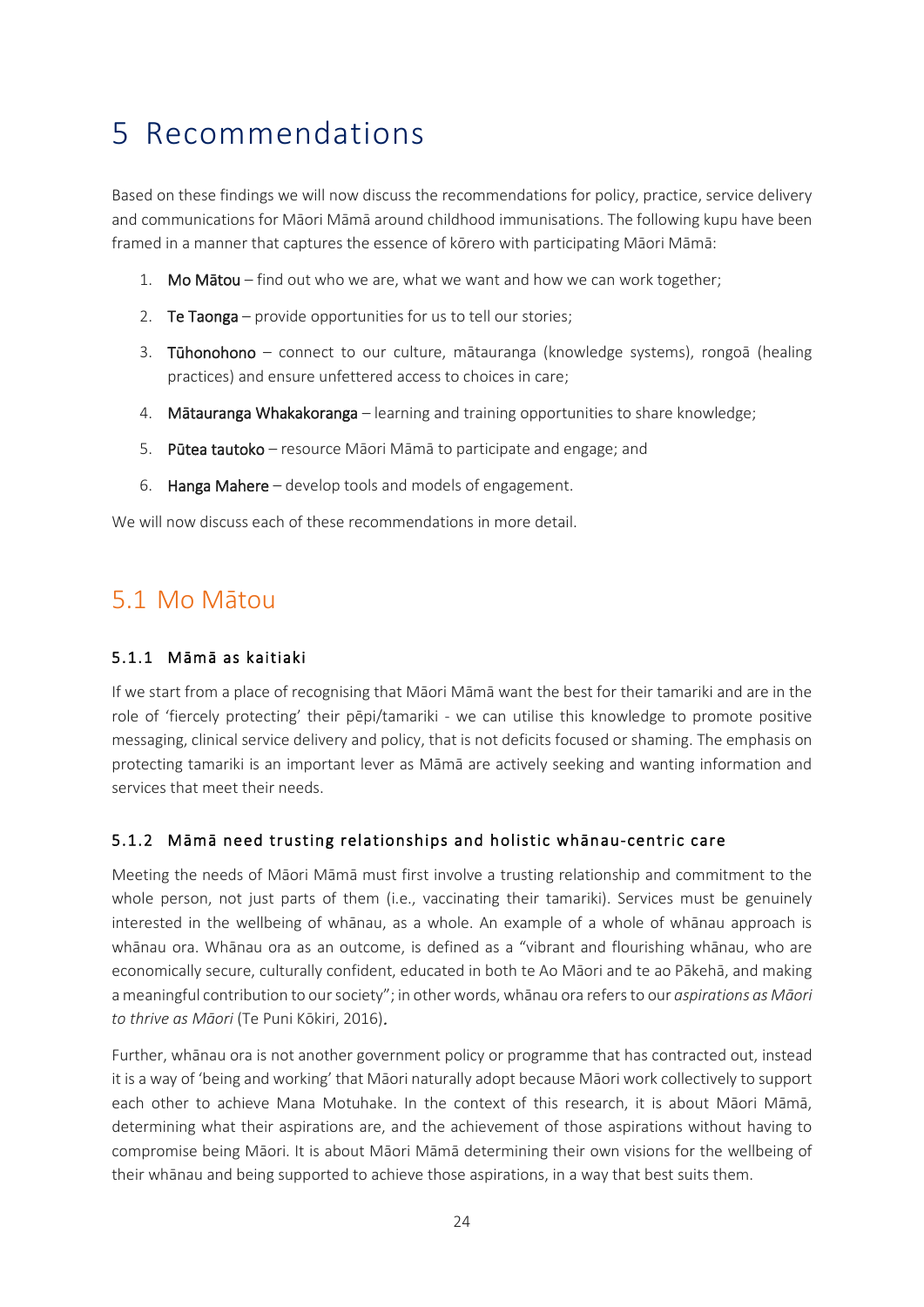# 5 Recommendations

Based on these findings we will now discuss the recommendations for policy, practice, service delivery and communications for Māori Māmā around childhood immunisations. The following kupu have been framed in a manner that captures the essence of kōrero with participating Māori Māmā:

1. Mo Mātou – find out who we are, what we want and how we can work together;
2. Te Taonga – provide opportunities for us to tell our stories;
3. Tūhonohono – connect to our culture, mātauranga (knowledge systems), rongoā (healing practices) and ensure unfettered access to choices in care;
4. Mātauranga Whakakoranga – learning and training opportunities to share knowledge;
5. Pūtea tautoko – resource Māori Māmā to participate and engage; and
6. Hanga Mahere – develop tools and models of engagement.

We will now discuss each of these recommendations in more detail.

## 5.1 Mo Mātou

### 5.1.1 Māmā as kaitiaki

If we start from a place of recognising that Māori Māmā want the best for their tamariki and are in the role of 'fiercely protecting' their pēpi/tamariki - we can utilise this knowledge to promote positive messaging, clinical service delivery and policy, that is not deficits focused or shaming. The emphasis on protecting tamariki is an important lever as Māmā are actively seeking and wanting information and services that meet their needs.

### 5.1.2 Māmā need trusting relationships and holistic whānau-centric care

Meeting the needs of Māori Māmā must first involve a trusting relationship and commitment to the whole person, not just parts of them (i.e., vaccinating their tamariki). Services must be genuinely interested in the wellbeing of whānau, as a whole. An example of a whole of whānau approach is whānau ora. Whānau ora as an outcome, is defined as a "vibrant and flourishing whānau, who are economically secure, culturally confident, educated in both te Ao Māori and te ao Pākehā, and making a meaningful contribution to our society"; in other words, whānau ora refers to our *aspirations as Māori to thrive as Māori* (Te Puni Kōkiri, 2016).

Further, whānau ora is not another government policy or programme that has contracted out, instead it is a way of 'being and working' that Māori naturally adopt because Māori work collectively to support each other to achieve Mana Motuhake. In the context of this research, it is about Māori Māmā, determining what their aspirations are, and the achievement of those aspirations without having to compromise being Māori. It is about Māori Māmā determining their own visions for the wellbeing of their whānau and being supported to achieve those aspirations, in a way that best suits them.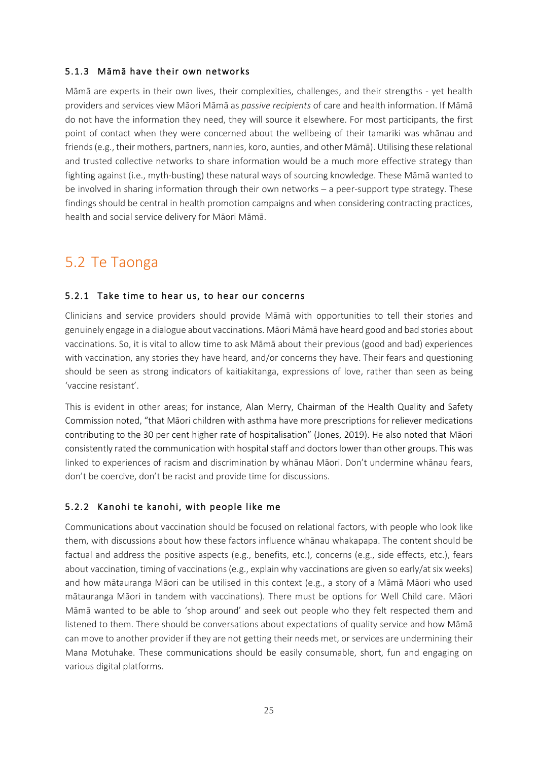### 5.1.3 Māmā have their own networks

Māmā are experts in their own lives, their complexities, challenges, and their strengths - yet health providers and services view Māori Māmā as *passive recipients* of care and health information. If Māmā do not have the information they need, they will source it elsewhere. For most participants, the first point of contact when they were concerned about the wellbeing of their tamariki was whānau and friends (e.g., their mothers, partners, nannies, koro, aunties, and other Māmā). Utilising these relational and trusted collective networks to share information would be a much more effective strategy than fighting against (i.e., myth-busting) these natural ways of sourcing knowledge. These Māmā wanted to be involved in sharing information through their own networks – a peer-support type strategy. These findings should be central in health promotion campaigns and when considering contracting practices, health and social service delivery for Māori Māmā.

## 5.2 Te Taonga

### 5.2.1 Take time to hear us, to hear our concerns

Clinicians and service providers should provide Māmā with opportunities to tell their stories and genuinely engage in a dialogue about vaccinations. Māori Māmā have heard good and bad stories about vaccinations. So, it is vital to allow time to ask Māmā about their previous (good and bad) experiences with vaccination, any stories they have heard, and/or concerns they have. Their fears and questioning should be seen as strong indicators of kaitiakitanga, expressions of love, rather than seen as being 'vaccine resistant'.

This is evident in other areas; for instance, Alan Merry, Chairman of the Health Quality and Safety Commission noted, "that Māori children with asthma have more prescriptions for reliever medications contributing to the 30 per cent higher rate of hospitalisation" (Jones, 2019). He also noted that Māori consistently rated the communication with hospital staff and doctors lower than other groups. This was linked to experiences of racism and discrimination by whānau Māori. Don't undermine whānau fears, don't be coercive, don't be racist and provide time for discussions.

### 5.2.2 Kanohi te kanohi, with people like me

Communications about vaccination should be focused on relational factors, with people who look like them, with discussions about how these factors influence whānau whakapapa. The content should be factual and address the positive aspects (e.g., benefits, etc.), concerns (e.g., side effects, etc.), fears about vaccination, timing of vaccinations (e.g., explain why vaccinations are given so early/at six weeks) and how mātauranga Māori can be utilised in this context (e.g., a story of a Māmā Māori who used mātauranga Māori in tandem with vaccinations). There must be options for Well Child care. Māori Māmā wanted to be able to 'shop around' and seek out people who they felt respected them and listened to them. There should be conversations about expectations of quality service and how Māmā can move to another provider if they are not getting their needs met, or services are undermining their Mana Motuhake. These communications should be easily consumable, short, fun and engaging on various digital platforms.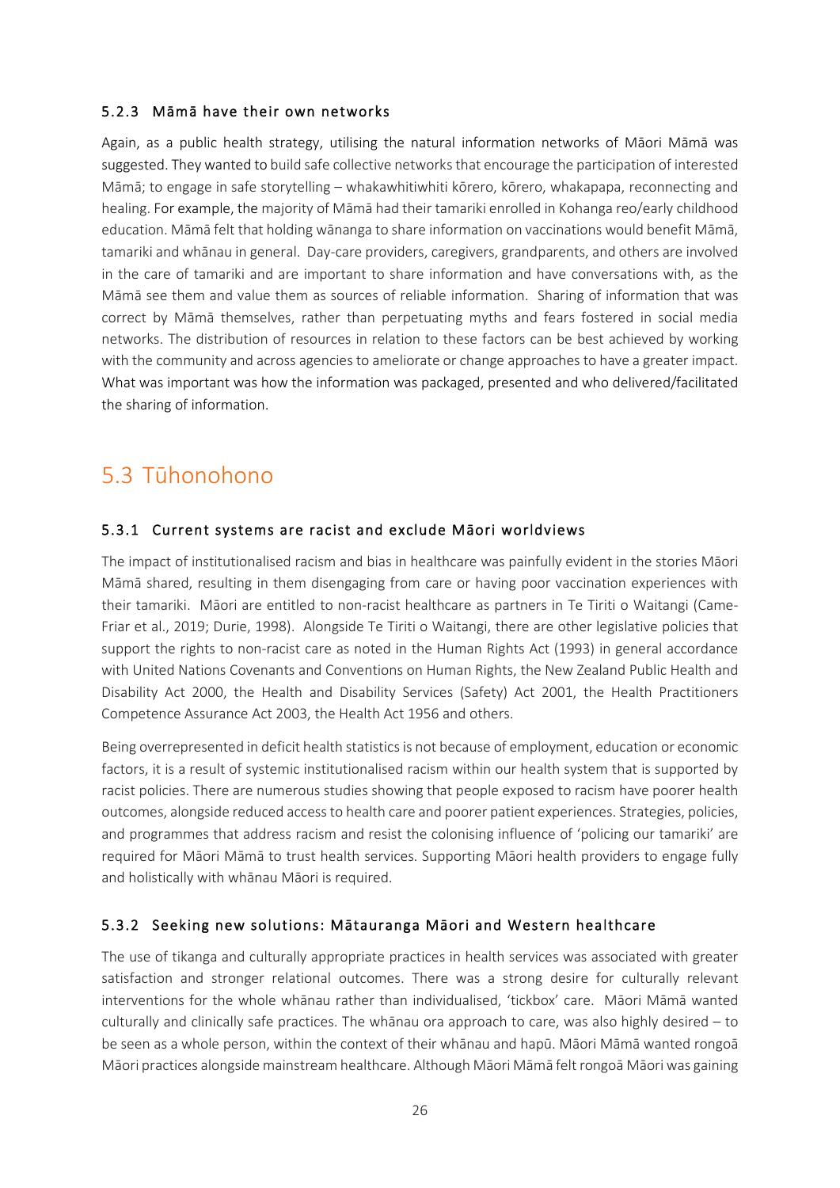### 5.2.3 Māmā have their own networks

Again, as a public health strategy, utilising the natural information networks of Māori Māmā was suggested. They wanted to build safe collective networks that encourage the participation of interested Māmā; to engage in safe storytelling – whakawhitiwhiti kōrero, kōrero, whakapapa, reconnecting and healing. For example, the majority of Māmā had their tamariki enrolled in Kohanga reo/early childhood education. Māmā felt that holding wānanga to share information on vaccinations would benefit Māmā, tamariki and whānau in general. Day-care providers, caregivers, grandparents, and others are involved in the care of tamariki and are important to share information and have conversations with, as the Māmā see them and value them as sources of reliable information. Sharing of information that was correct by Māmā themselves, rather than perpetuating myths and fears fostered in social media networks. The distribution of resources in relation to these factors can be best achieved by working with the community and across agencies to ameliorate or change approaches to have a greater impact. What was important was how the information was packaged, presented and who delivered/facilitated the sharing of information.

## 5.3 Tūhonohono

### 5.3.1 Current systems are racist and exclude Māori worldviews

The impact of institutionalised racism and bias in healthcare was painfully evident in the stories Māori Māmā shared, resulting in them disengaging from care or having poor vaccination experiences with their tamariki. Māori are entitled to non-racist healthcare as partners in Te Tiriti o Waitangi (Came-Friar et al., 2019; Durie, 1998). Alongside Te Tiriti o Waitangi, there are other legislative policies that support the rights to non-racist care as noted in the Human Rights Act (1993) in general accordance with United Nations Covenants and Conventions on Human Rights, the New Zealand Public Health and Disability Act 2000, the Health and Disability Services (Safety) Act 2001, the Health Practitioners Competence Assurance Act 2003, the Health Act 1956 and others.

Being overrepresented in deficit health statistics is not because of employment, education or economic factors, it is a result of systemic institutionalised racism within our health system that is supported by racist policies. There are numerous studies showing that people exposed to racism have poorer health outcomes, alongside reduced access to health care and poorer patient experiences. Strategies, policies, and programmes that address racism and resist the colonising influence of 'policing our tamariki' are required for Māori Māmā to trust health services. Supporting Māori health providers to engage fully and holistically with whānau Māori is required.

### 5.3.2 Seeking new solutions: Mātauranga Māori and Western healthcare

The use of tikanga and culturally appropriate practices in health services was associated with greater satisfaction and stronger relational outcomes. There was a strong desire for culturally relevant interventions for the whole whānau rather than individualised, 'tickbox' care. Māori Māmā wanted culturally and clinically safe practices. The whānau ora approach to care, was also highly desired – to be seen as a whole person, within the context of their whānau and hapū. Māori Māmā wanted rongoā Māori practices alongside mainstream healthcare. Although Māori Māmā felt rongoā Māori was gaining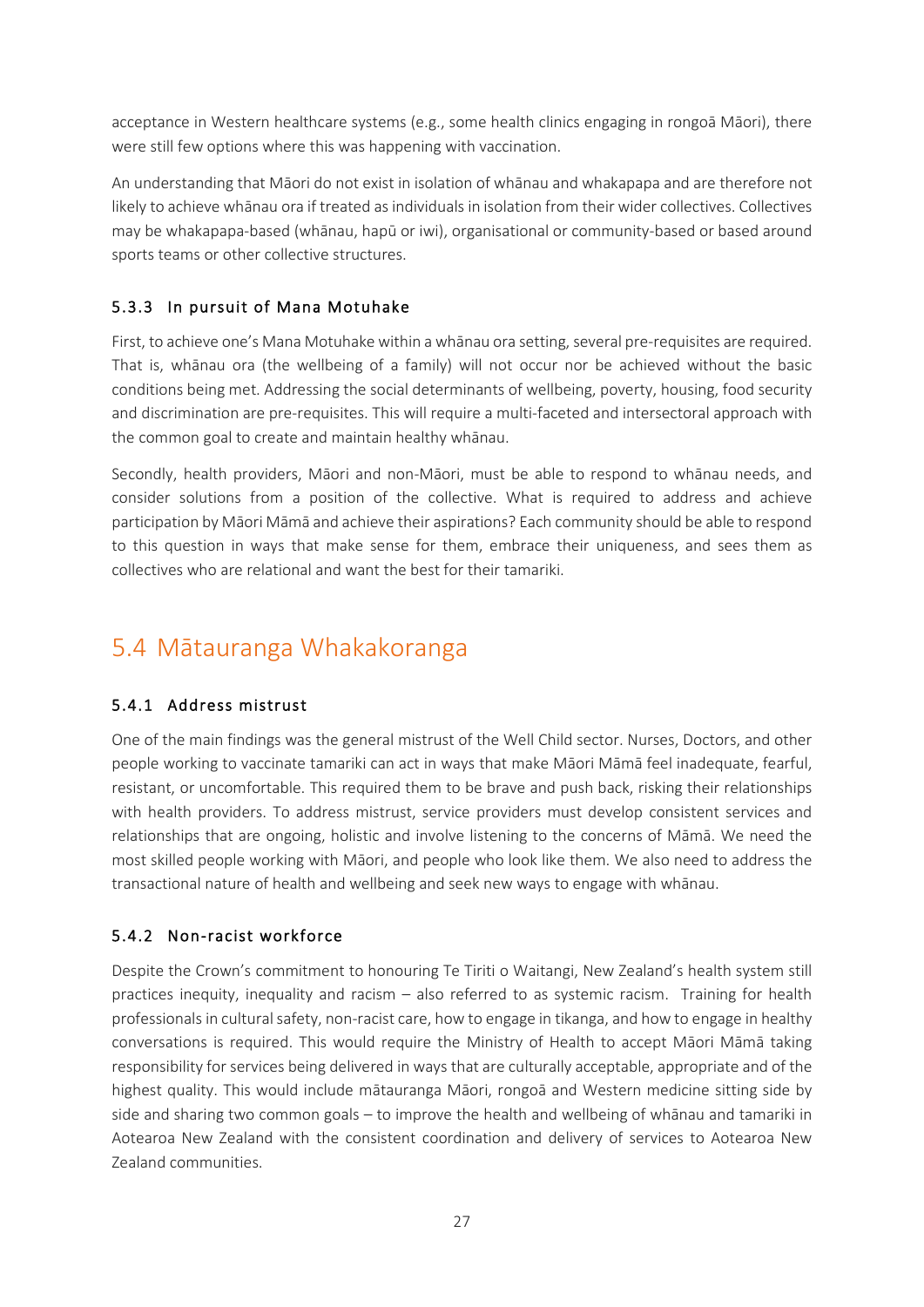acceptance in Western healthcare systems (e.g., some health clinics engaging in rongoā Māori), there were still few options where this was happening with vaccination.

An understanding that Māori do not exist in isolation of whānau and whakapapa and are therefore not likely to achieve whānau ora if treated as individuals in isolation from their wider collectives. Collectives may be whakapapa-based (whānau, hapū or iwi), organisational or community-based or based around sports teams or other collective structures.

### 5.3.3 In pursuit of Mana Motuhake

First, to achieve one's Mana Motuhake within a whānau ora setting, several pre-requisites are required. That is, whānau ora (the wellbeing of a family) will not occur nor be achieved without the basic conditions being met. Addressing the social determinants of wellbeing, poverty, housing, food security and discrimination are pre-requisites. This will require a multi-faceted and intersectoral approach with the common goal to create and maintain healthy whānau.

Secondly, health providers, Māori and non-Māori, must be able to respond to whānau needs, and consider solutions from a position of the collective. What is required to address and achieve participation by Māori Māmā and achieve their aspirations? Each community should be able to respond to this question in ways that make sense for them, embrace their uniqueness, and sees them as collectives who are relational and want the best for their tamariki.

## 5.4 Mātauranga Whakakoranga

### 5.4.1 Address mistrust

One of the main findings was the general mistrust of the Well Child sector. Nurses, Doctors, and other people working to vaccinate tamariki can act in ways that make Māori Māmā feel inadequate, fearful, resistant, or uncomfortable. This required them to be brave and push back, risking their relationships with health providers. To address mistrust, service providers must develop consistent services and relationships that are ongoing, holistic and involve listening to the concerns of Māmā. We need the most skilled people working with Māori, and people who look like them. We also need to address the transactional nature of health and wellbeing and seek new ways to engage with whānau.

### 5.4.2 Non-racist workforce

Despite the Crown's commitment to honouring Te Tiriti o Waitangi, New Zealand's health system still practices inequity, inequality and racism – also referred to as systemic racism. Training for health professionals in cultural safety, non-racist care, how to engage in tikanga, and how to engage in healthy conversations is required. This would require the Ministry of Health to accept Māori Māmā taking responsibility for services being delivered in ways that are culturally acceptable, appropriate and of the highest quality. This would include mātauranga Māori, rongoā and Western medicine sitting side by side and sharing two common goals – to improve the health and wellbeing of whānau and tamariki in Aotearoa New Zealand with the consistent coordination and delivery of services to Aotearoa New Zealand communities.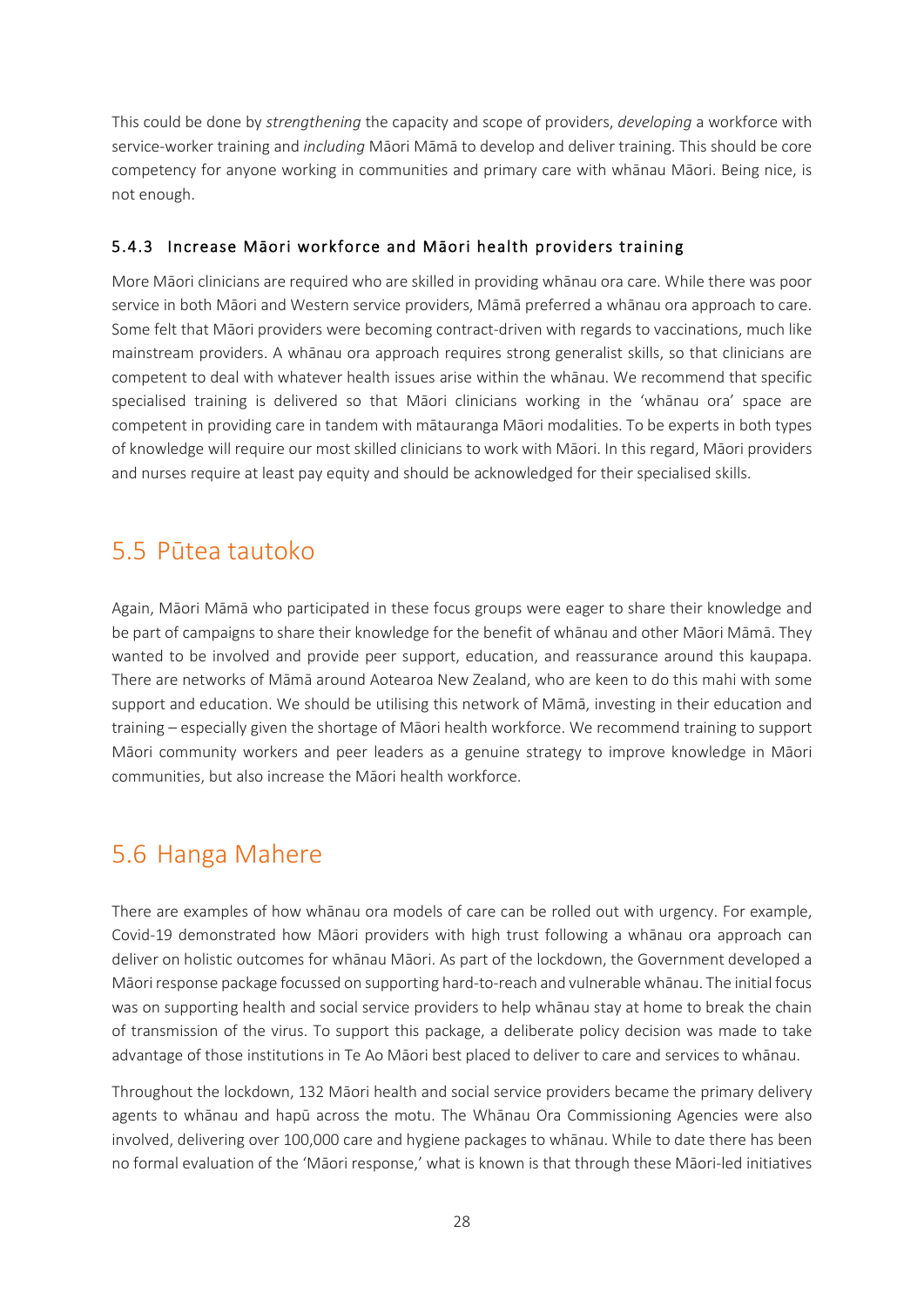This could be done by *strengthening* the capacity and scope of providers, *developing* a workforce with service-worker training and *including* Māori Māmā to develop and deliver training. This should be core competency for anyone working in communities and primary care with whānau Māori. Being nice, is not enough.

#### 5.4.3 Increase Māori workforce and Māori health providers training

More Māori clinicians are required who are skilled in providing whānau ora care. While there was poor service in both Māori and Western service providers, Māmā preferred a whānau ora approach to care. Some felt that Māori providers were becoming contract-driven with regards to vaccinations, much like mainstream providers. A whānau ora approach requires strong generalist skills, so that clinicians are competent to deal with whatever health issues arise within the whānau. We recommend that specific specialised training is delivered so that Māori clinicians working in the 'whānau ora' space are competent in providing care in tandem with mātauranga Māori modalities. To be experts in both types of knowledge will require our most skilled clinicians to work with Māori. In this regard, Māori providers and nurses require at least pay equity and should be acknowledged for their specialised skills.

## 5.5 Pūtea tautoko

Again, Māori Māmā who participated in these focus groups were eager to share their knowledge and be part of campaigns to share their knowledge for the benefit of whānau and other Māori Māmā. They wanted to be involved and provide peer support, education, and reassurance around this kaupapa. There are networks of Māmā around Aotearoa New Zealand, who are keen to do this mahi with some support and education. We should be utilising this network of Māmā, investing in their education and training – especially given the shortage of Māori health workforce. We recommend training to support Māori community workers and peer leaders as a genuine strategy to improve knowledge in Māori communities, but also increase the Māori health workforce.

## 5.6 Hanga Mahere

There are examples of how whānau ora models of care can be rolled out with urgency. For example, Covid-19 demonstrated how Māori providers with high trust following a whānau ora approach can deliver on holistic outcomes for whānau Māori. As part of the lockdown, the Government developed a Māori response package focussed on supporting hard-to-reach and vulnerable whānau. The initial focus was on supporting health and social service providers to help whānau stay at home to break the chain of transmission of the virus. To support this package, a deliberate policy decision was made to take advantage of those institutions in Te Ao Māori best placed to deliver to care and services to whānau.

Throughout the lockdown, 132 Māori health and social service providers became the primary delivery agents to whānau and hapū across the motu. The Whānau Ora Commissioning Agencies were also involved, delivering over 100,000 care and hygiene packages to whānau. While to date there has been no formal evaluation of the 'Māori response,' what is known is that through these Māori-led initiatives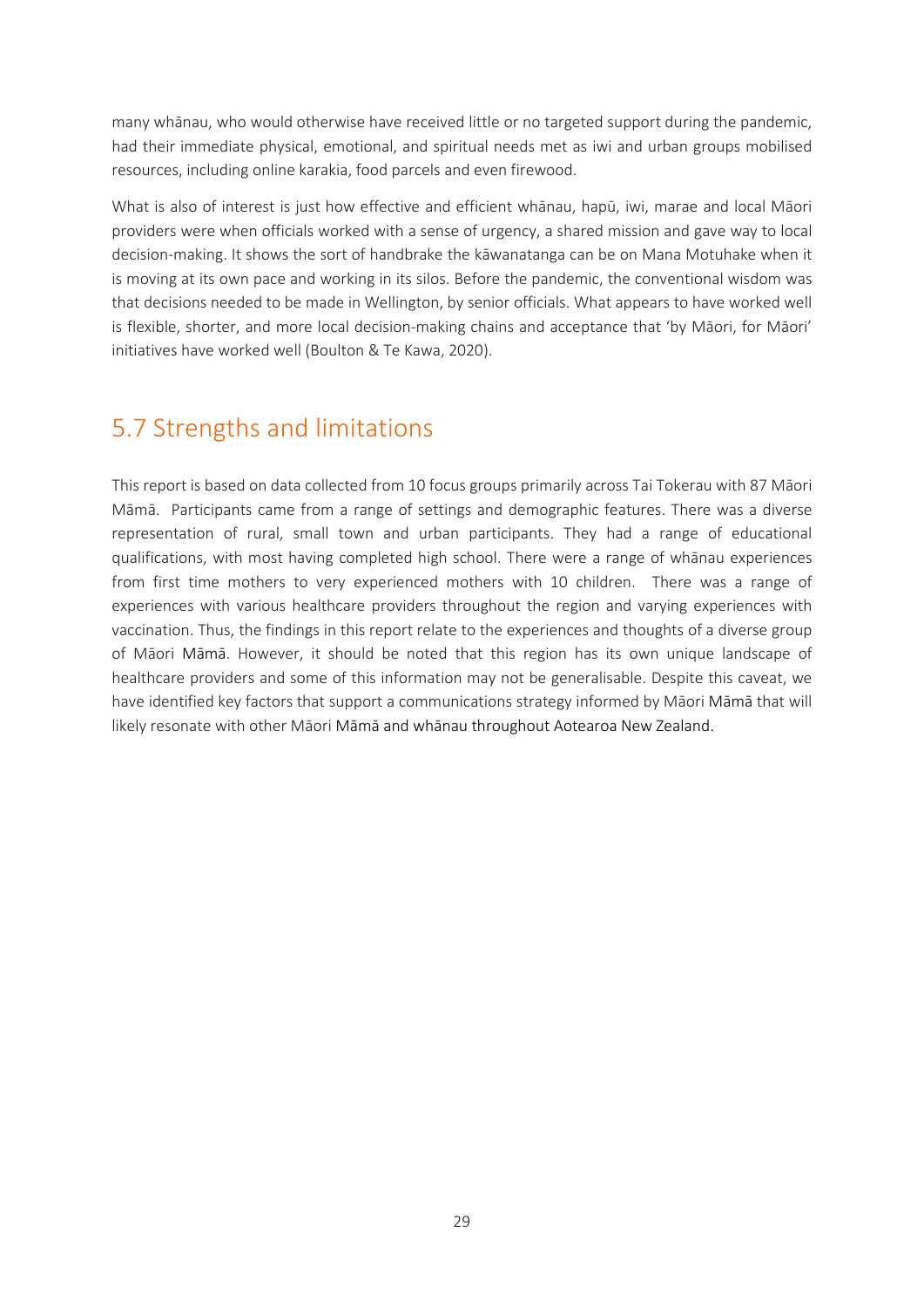many whānau, who would otherwise have received little or no targeted support during the pandemic, had their immediate physical, emotional, and spiritual needs met as iwi and urban groups mobilised resources, including online karakia, food parcels and even firewood.

What is also of interest is just how effective and efficient whānau, hapū, iwi, marae and local Māori providers were when officials worked with a sense of urgency, a shared mission and gave way to local decision-making. It shows the sort of handbrake the kāwanatanga can be on Mana Motuhake when it is moving at its own pace and working in its silos. Before the pandemic, the conventional wisdom was that decisions needed to be made in Wellington, by senior officials. What appears to have worked well is flexible, shorter, and more local decision-making chains and acceptance that 'by Māori, for Māori' initiatives have worked well (Boulton & Te Kawa, 2020).

## 5.7 Strengths and limitations

This report is based on data collected from 10 focus groups primarily across Tai Tokerau with 87 Māori Māmā. Participants came from a range of settings and demographic features. There was a diverse representation of rural, small town and urban participants. They had a range of educational qualifications, with most having completed high school. There were a range of whānau experiences from first time mothers to very experienced mothers with 10 children. There was a range of experiences with various healthcare providers throughout the region and varying experiences with vaccination. Thus, the findings in this report relate to the experiences and thoughts of a diverse group of Māori Māmā. However, it should be noted that this region has its own unique landscape of healthcare providers and some of this information may not be generalisable. Despite this caveat, we have identified key factors that support a communications strategy informed by Māori Māmā that will likely resonate with other Māori Māmā and whānau throughout Aotearoa New Zealand.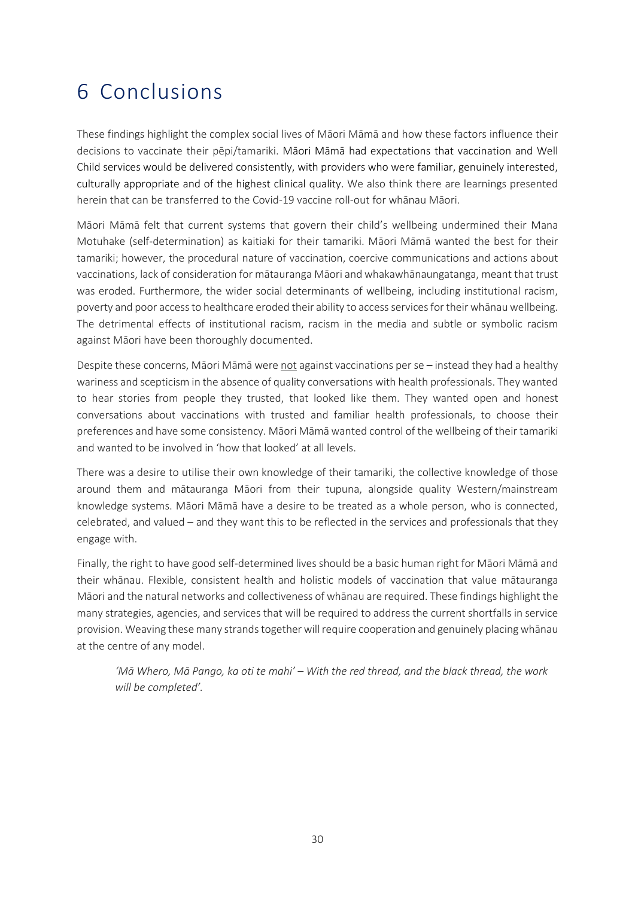# 6 Conclusions

These findings highlight the complex social lives of Māori Māmā and how these factors influence their decisions to vaccinate their pēpi/tamariki. Māori Māmā had expectations that vaccination and Well Child services would be delivered consistently, with providers who were familiar, genuinely interested, culturally appropriate and of the highest clinical quality. We also think there are learnings presented herein that can be transferred to the Covid-19 vaccine roll-out for whānau Māori.

Māori Māmā felt that current systems that govern their child's wellbeing undermined their Mana Motuhake (self-determination) as kaitiaki for their tamariki. Māori Māmā wanted the best for their tamariki; however, the procedural nature of vaccination, coercive communications and actions about vaccinations, lack of consideration for mātauranga Māori and whakawhānaungatanga, meant that trust was eroded. Furthermore, the wider social determinants of wellbeing, including institutional racism, poverty and poor access to healthcare eroded their ability to access services for their whānau wellbeing. The detrimental effects of institutional racism, racism in the media and subtle or symbolic racism against Māori have been thoroughly documented.

Despite these concerns, Māori Māmā were not against vaccinations per se – instead they had a healthy wariness and scepticism in the absence of quality conversations with health professionals. They wanted to hear stories from people they trusted, that looked like them. They wanted open and honest conversations about vaccinations with trusted and familiar health professionals, to choose their preferences and have some consistency. Māori Māmā wanted control of the wellbeing of their tamariki and wanted to be involved in 'how that looked' at all levels.

There was a desire to utilise their own knowledge of their tamariki, the collective knowledge of those around them and mātauranga Māori from their tupuna, alongside quality Western/mainstream knowledge systems. Māori Māmā have a desire to be treated as a whole person, who is connected, celebrated, and valued – and they want this to be reflected in the services and professionals that they engage with.

Finally, the right to have good self-determined lives should be a basic human right for Māori Māmā and their whānau. Flexible, consistent health and holistic models of vaccination that value mātauranga Māori and the natural networks and collectiveness of whānau are required. These findings highlight the many strategies, agencies, and services that will be required to address the current shortfalls in service provision. Weaving these many strands together will require cooperation and genuinely placing whānau at the centre of any model.

> *'Mā Whero, Mā Pango, ka oti te mahi' – With the red thread, and the black thread, the work will be completed'.*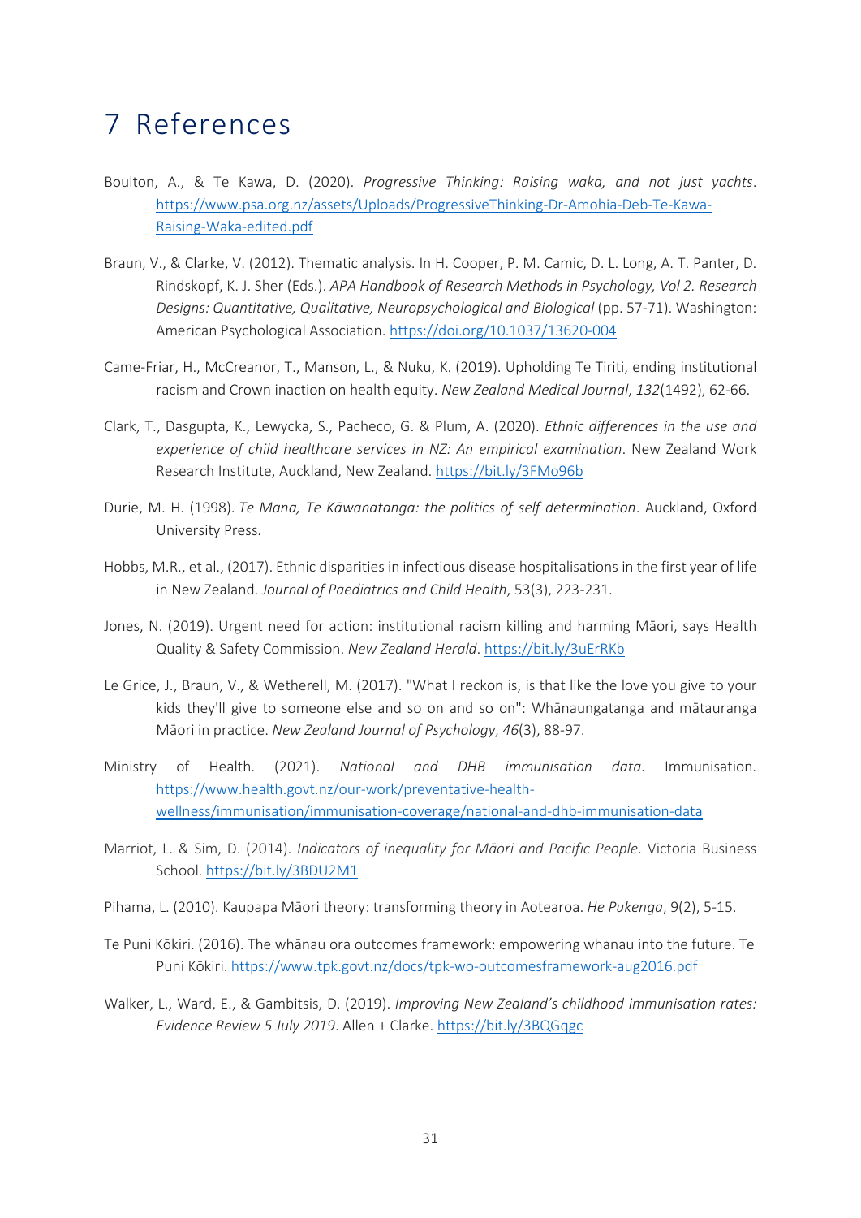# 7 References

Boulton, A., & Te Kawa, D. (2020). *Progressive Thinking: Raising waka, and not just yachts*. https://www.psa.org.nz/assets/Uploads/ProgressiveThinking-Dr-Amohia-Deb-Te-Kawa-Raising-Waka-edited.pdf

Braun, V., & Clarke, V. (2012). Thematic analysis. In H. Cooper, P. M. Camic, D. L. Long, A. T. Panter, D. Rindskopf, K. J. Sher (Eds.). *APA Handbook of Research Methods in Psychology, Vol 2. Research Designs: Quantitative, Qualitative, Neuropsychological and Biological* (pp. 57-71). Washington: American Psychological Association. https://doi.org/10.1037/13620-004

Came-Friar, H., McCreanor, T., Manson, L., & Nuku, K. (2019). Upholding Te Tiriti, ending institutional racism and Crown inaction on health equity. *New Zealand Medical Journal*, *132*(1492), 62-66.

Clark, T., Dasgupta, K., Lewycka, S., Pacheco, G. & Plum, A. (2020). *Ethnic differences in the use and experience of child healthcare services in NZ: An empirical examination*. New Zealand Work Research Institute, Auckland, New Zealand. https://bit.ly/3FMo96b

Durie, M. H. (1998). *Te Mana, Te Kāwanatanga: the politics of self determination*. Auckland, Oxford University Press.

Hobbs, M.R., et al., (2017). Ethnic disparities in infectious disease hospitalisations in the first year of life in New Zealand. *Journal of Paediatrics and Child Health*, 53(3), 223-231.

Jones, N. (2019). Urgent need for action: institutional racism killing and harming Māori, says Health Quality & Safety Commission. *New Zealand Herald*. https://bit.ly/3uErRKb

Le Grice, J., Braun, V., & Wetherell, M. (2017). "What I reckon is, is that like the love you give to your kids they'll give to someone else and so on and so on": Whānaungatanga and mātauranga Māori in practice. *New Zealand Journal of Psychology*, *46*(3), 88-97.

Ministry of Health. (2021). *National and DHB immunisation data*. Immunisation. https://www.health.govt.nz/our-work/preventative-health-wellness/immunisation/immunisation-coverage/national-and-dhb-immunisation-data

Marriot, L. & Sim, D. (2014). *Indicators of inequality for Māori and Pacific People*. Victoria Business School. https://bit.ly/3BDU2M1

Pihama, L. (2010). Kaupapa Māori theory: transforming theory in Aotearoa. *He Pukenga*, 9(2), 5-15.

Te Puni Kōkiri. (2016). The whānau ora outcomes framework: empowering whanau into the future. Te Puni Kōkiri. https://www.tpk.govt.nz/docs/tpk-wo-outcomesframework-aug2016.pdf

Walker, L., Ward, E., & Gambitsis, D. (2019). *Improving New Zealand's childhood immunisation rates: Evidence Review 5 July 2019*. Allen + Clarke. https://bit.ly/3BQGqgc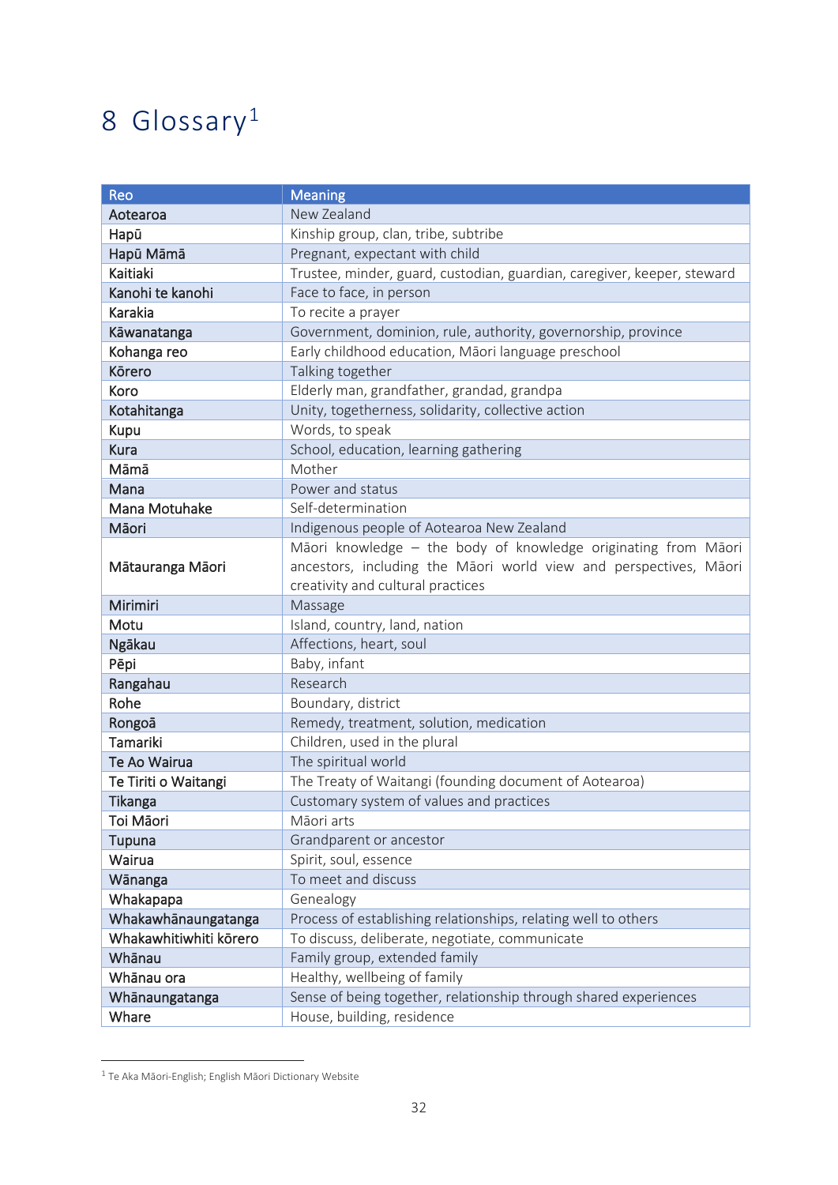# 8 Glossary[1]

| Reo | Meaning |
|---|---|
| Aotearoa | New Zealand |
| Hapū | Kinship group, clan, tribe, subtribe |
| Hapū Māmā | Pregnant, expectant with child |
| Kaitiaki | Trustee, minder, guard, custodian, guardian, caregiver, keeper, steward |
| Kanohi te kanohi | Face to face, in person |
| Karakia | To recite a prayer |
| Kāwanatanga | Government, dominion, rule, authority, governorship, province |
| Kohanga reo | Early childhood education, Māori language preschool |
| Kōrero | Talking together |
| Koro | Elderly man, grandfather, grandad, grandpa |
| Kotahitanga | Unity, togetherness, solidarity, collective action |
| Kupu | Words, to speak |
| Kura | School, education, learning gathering |
| Māmā | Mother |
| Mana | Power and status |
| Mana Motuhake | Self-determination |
| Māori | Indigenous people of Aotearoa New Zealand |
| Mātauranga Māori | Māori knowledge – the body of knowledge originating from Māori ancestors, including the Māori world view and perspectives, Māori creativity and cultural practices |
| Mirimiri | Massage |
| Motu | Island, country, land, nation |
| Ngākau | Affections, heart, soul |
| Pēpi | Baby, infant |
| Rangahau | Research |
| Rohe | Boundary, district |
| Rongoā | Remedy, treatment, solution, medication |
| Tamariki | Children, used in the plural |
| Te Ao Wairua | The spiritual world |
| Te Tiriti o Waitangi | The Treaty of Waitangi (founding document of Aotearoa) |
| Tikanga | Customary system of values and practices |
| Toi Māori | Māori arts |
| Tupuna | Grandparent or ancestor |
| Wairua | Spirit, soul, essence |
| Wānanga | To meet and discuss |
| Whakapapa | Genealogy |
| Whakawhānaungatanga | Process of establishing relationships, relating well to others |
| Whakawhitiwhiti kōrero | To discuss, deliberate, negotiate, communicate |
| Whānau | Family group, extended family |
| Whānau ora | Healthy, wellbeing of family |
| Whānaungatanga | Sense of being together, relationship through shared experiences |
| Whare | House, building, residence |

[1] Te Aka Māori-English; English Māori Dictionary Website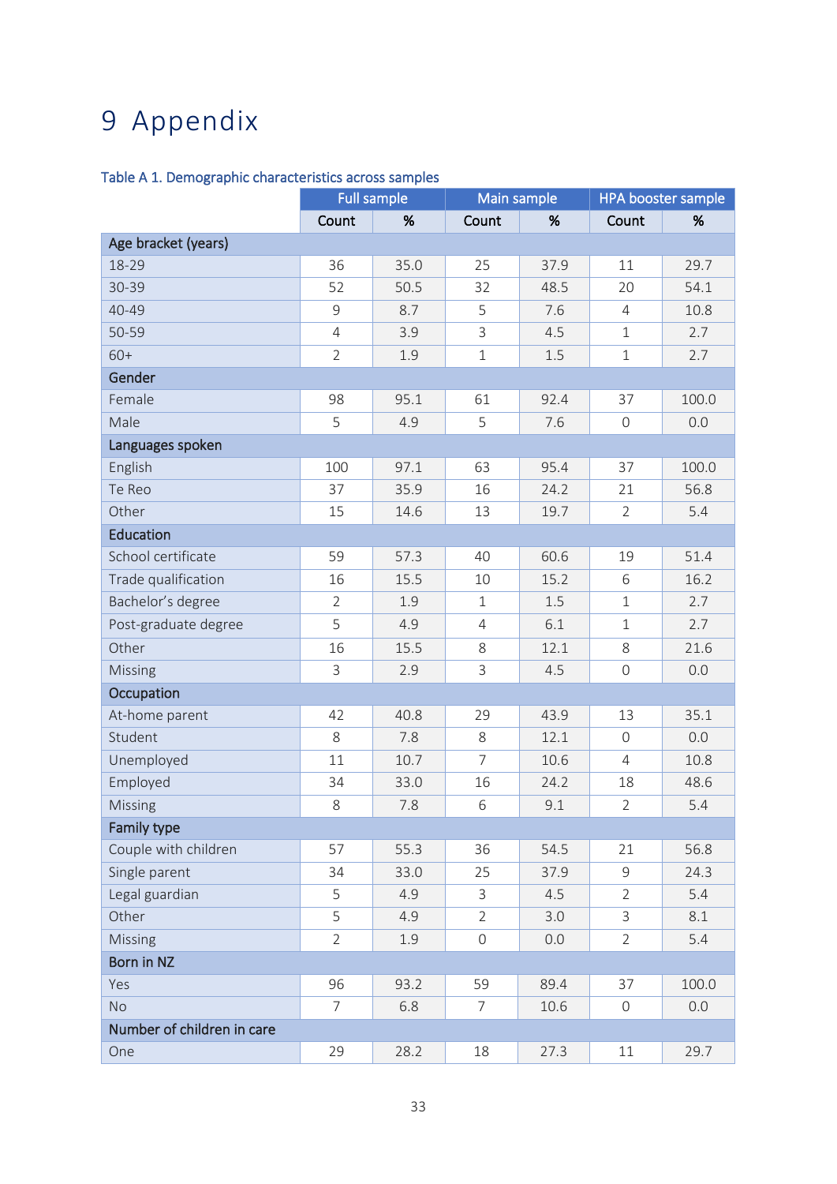# 9 Appendix

Table A 1. Demographic characteristics across samples

| | Full sample | | Main sample | | HPA booster sample | |
|---|---|---|---|---|---|---|
| | Count | % | Count | % | Count | % |
| **Age bracket (years)** | | | | | | |
| 18-29 | 36 | 35.0 | 25 | 37.9 | 11 | 29.7 |
| 30-39 | 52 | 50.5 | 32 | 48.5 | 20 | 54.1 |
| 40-49 | 9 | 8.7 | 5 | 7.6 | 4 | 10.8 |
| 50-59 | 4 | 3.9 | 3 | 4.5 | 1 | 2.7 |
| 60+ | 2 | 1.9 | 1 | 1.5 | 1 | 2.7 |
| **Gender** | | | | | | |
| Female | 98 | 95.1 | 61 | 92.4 | 37 | 100.0 |
| Male | 5 | 4.9 | 5 | 7.6 | 0 | 0.0 |
| **Languages spoken** | | | | | | |
| English | 100 | 97.1 | 63 | 95.4 | 37 | 100.0 |
| Te Reo | 37 | 35.9 | 16 | 24.2 | 21 | 56.8 |
| Other | 15 | 14.6 | 13 | 19.7 | 2 | 5.4 |
| **Education** | | | | | | |
| School certificate | 59 | 57.3 | 40 | 60.6 | 19 | 51.4 |
| Trade qualification | 16 | 15.5 | 10 | 15.2 | 6 | 16.2 |
| Bachelor's degree | 2 | 1.9 | 1 | 1.5 | 1 | 2.7 |
| Post-graduate degree | 5 | 4.9 | 4 | 6.1 | 1 | 2.7 |
| Other | 16 | 15.5 | 8 | 12.1 | 8 | 21.6 |
| Missing | 3 | 2.9 | 3 | 4.5 | 0 | 0.0 |
| **Occupation** | | | | | | |
| At-home parent | 42 | 40.8 | 29 | 43.9 | 13 | 35.1 |
| Student | 8 | 7.8 | 8 | 12.1 | 0 | 0.0 |
| Unemployed | 11 | 10.7 | 7 | 10.6 | 4 | 10.8 |
| Employed | 34 | 33.0 | 16 | 24.2 | 18 | 48.6 |
| Missing | 8 | 7.8 | 6 | 9.1 | 2 | 5.4 |
| **Family type** | | | | | | |
| Couple with children | 57 | 55.3 | 36 | 54.5 | 21 | 56.8 |
| Single parent | 34 | 33.0 | 25 | 37.9 | 9 | 24.3 |
| Legal guardian | 5 | 4.9 | 3 | 4.5 | 2 | 5.4 |
| Other | 5 | 4.9 | 2 | 3.0 | 3 | 8.1 |
| Missing | 2 | 1.9 | 0 | 0.0 | 2 | 5.4 |
| **Born in NZ** | | | | | | |
| Yes | 96 | 93.2 | 59 | 89.4 | 37 | 100.0 |
| No | 7 | 6.8 | 7 | 10.6 | 0 | 0.0 |
| **Number of children in care** | | | | | | |
| One | 29 | 28.2 | 18 | 27.3 | 11 | 29.7 |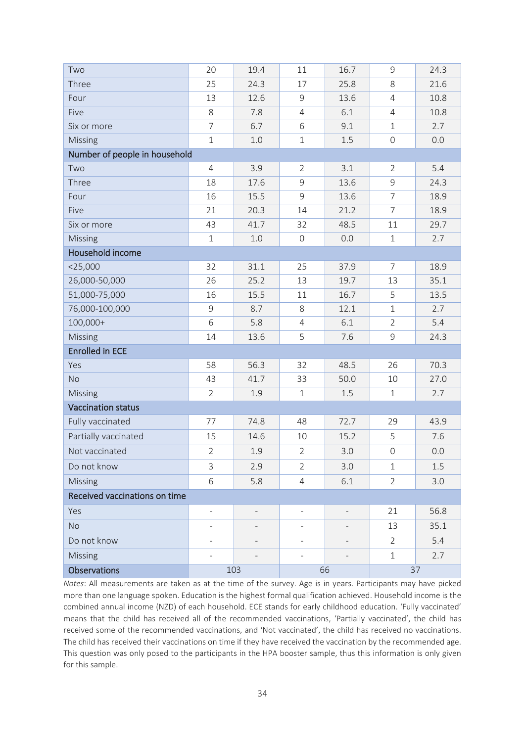| | | | | | | |
|---|---|---|---|---|---|---|
| Two | 20 | 19.4 | 11 | 16.7 | 9 | 24.3 |
| Three | 25 | 24.3 | 17 | 25.8 | 8 | 21.6 |
| Four | 13 | 12.6 | 9 | 13.6 | 4 | 10.8 |
| Five | 8 | 7.8 | 4 | 6.1 | 4 | 10.8 |
| Six or more | 7 | 6.7 | 6 | 9.1 | 1 | 2.7 |
| Missing | 1 | 1.0 | 1 | 1.5 | 0 | 0.0 |
| **Number of people in household** | | | | | | |
| Two | 4 | 3.9 | 2 | 3.1 | 2 | 5.4 |
| Three | 18 | 17.6 | 9 | 13.6 | 9 | 24.3 |
| Four | 16 | 15.5 | 9 | 13.6 | 7 | 18.9 |
| Five | 21 | 20.3 | 14 | 21.2 | 7 | 18.9 |
| Six or more | 43 | 41.7 | 32 | 48.5 | 11 | 29.7 |
| Missing | 1 | 1.0 | 0 | 0.0 | 1 | 2.7 |
| **Household income** | | | | | | |
| <25,000 | 32 | 31.1 | 25 | 37.9 | 7 | 18.9 |
| 26,000-50,000 | 26 | 25.2 | 13 | 19.7 | 13 | 35.1 |
| 51,000-75,000 | 16 | 15.5 | 11 | 16.7 | 5 | 13.5 |
| 76,000-100,000 | 9 | 8.7 | 8 | 12.1 | 1 | 2.7 |
| 100,000+ | 6 | 5.8 | 4 | 6.1 | 2 | 5.4 |
| Missing | 14 | 13.6 | 5 | 7.6 | 9 | 24.3 |
| **Enrolled in ECE** | | | | | | |
| Yes | 58 | 56.3 | 32 | 48.5 | 26 | 70.3 |
| No | 43 | 41.7 | 33 | 50.0 | 10 | 27.0 |
| Missing | 2 | 1.9 | 1 | 1.5 | 1 | 2.7 |
| **Vaccination status** | | | | | | |
| Fully vaccinated | 77 | 74.8 | 48 | 72.7 | 29 | 43.9 |
| Partially vaccinated | 15 | 14.6 | 10 | 15.2 | 5 | 7.6 |
| Not vaccinated | 2 | 1.9 | 2 | 3.0 | 0 | 0.0 |
| Do not know | 3 | 2.9 | 2 | 3.0 | 1 | 1.5 |
| Missing | 6 | 5.8 | 4 | 6.1 | 2 | 3.0 |
| **Received vaccinations on time** | | | | | | |
| Yes | - | - | - | - | 21 | 56.8 |
| No | - | - | - | - | 13 | 35.1 |
| Do not know | - | - | - | - | 2 | 5.4 |
| Missing | - | - | - | - | 1 | 2.7 |
| **Observations** | 103 | | 66 | | 37 | |

*Notes*: All measurements are taken as at the time of the survey. Age is in years. Participants may have picked more than one language spoken. Education is the highest formal qualification achieved. Household income is the combined annual income (NZD) of each household. ECE stands for early childhood education. 'Fully vaccinated' means that the child has received all of the recommended vaccinations, 'Partially vaccinated', the child has received some of the recommended vaccinations, and 'Not vaccinated', the child has received no vaccinations. The child has received their vaccinations on time if they have received the vaccination by the recommended age. This question was only posed to the participants in the HPA booster sample, thus this information is only given for this sample.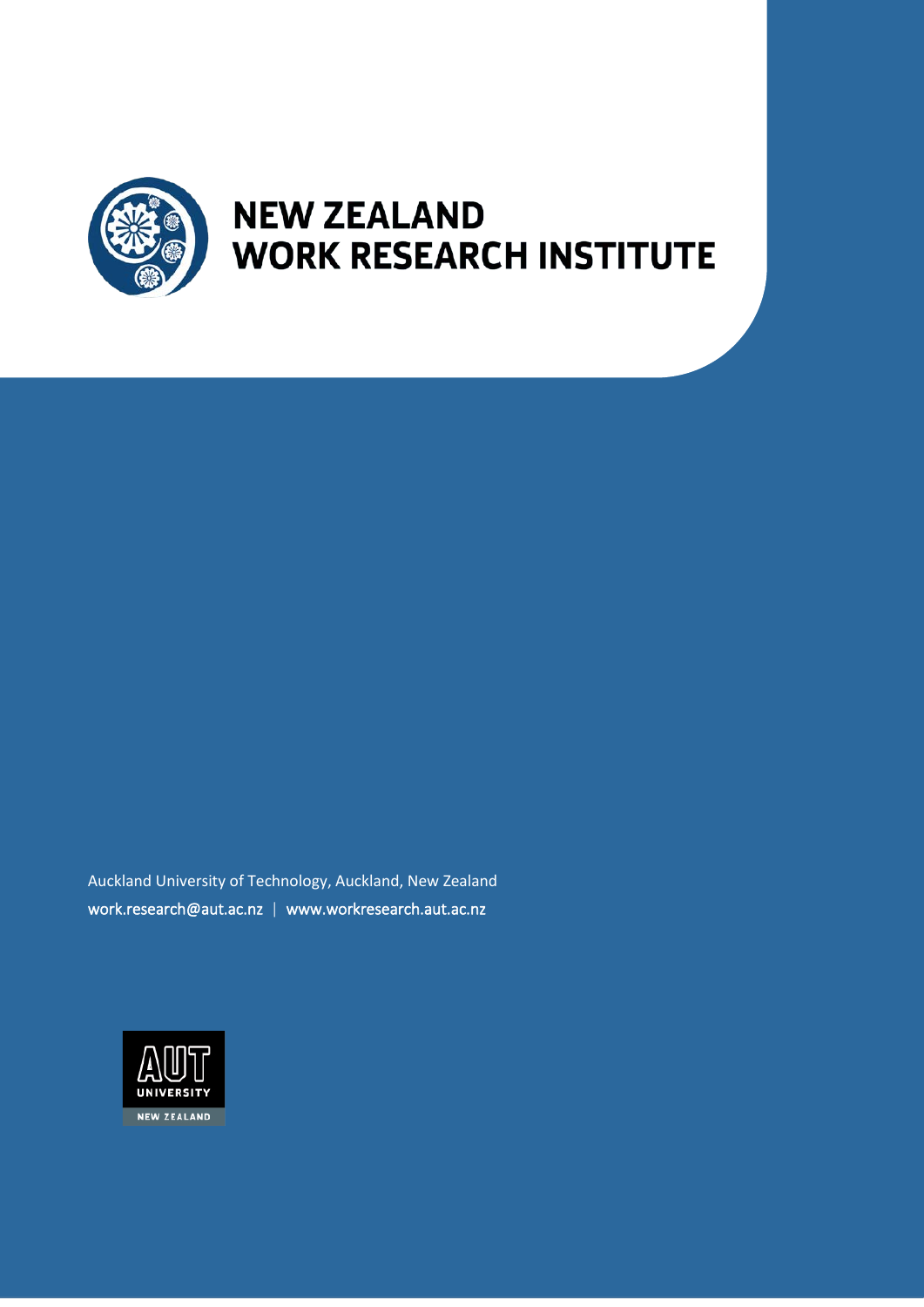# NEW ZEALAND WORK RESEARCH INSTITUTE

Auckland University of Technology, Auckland, New Zealand

work.research@aut.ac.nz | www.workresearch.aut.ac.nz

AUT UNIVERSITY NEW ZEALAND